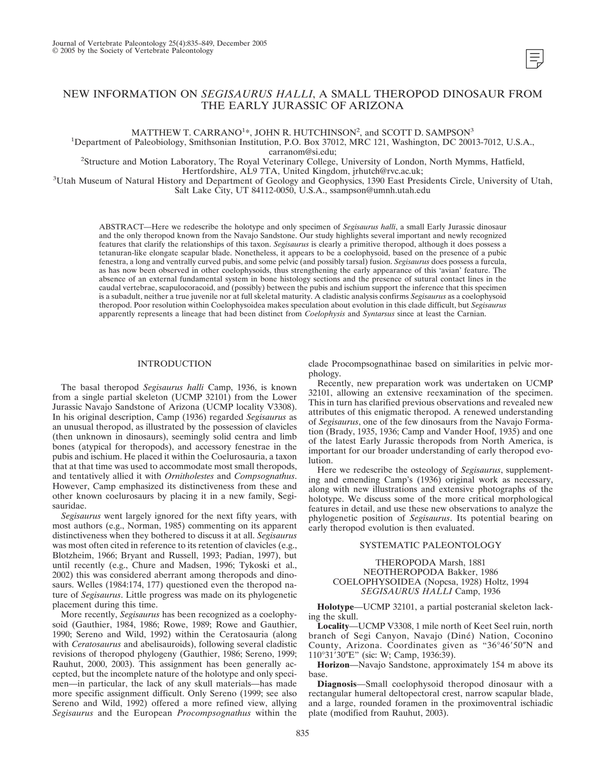# NEW INFORMATION ON *SEGISAURUS HALLI*, A SMALL THEROPOD DINOSAUR FROM THE EARLY JURASSIC OF ARIZONA

MATTHEW T. CARRANO[1]*, JOHN R. HUTCHINSON[2], and SCOTT D. SAMPSON[3]

[1]Department of Paleobiology, Smithsonian Institution, P.O. Box 37012, MRC 121, Washington, DC 20013-7012, U.S.A., carranom@si.edu;

[2]Structure and Motion Laboratory, The Royal Veterinary College, University of London, North Mymms, Hatfield, Hertfordshire, AL9 7TA, United Kingdom, jrhutch@rvc.ac.uk;

[3]Utah Museum of Natural History and Department of Geology and Geophysics, 1390 East Presidents Circle, University of Utah, Salt Lake City, UT 84112-0050, U.S.A., ssampson@umnh.utah.edu

ABSTRACT—Here we redescribe the holotype and only specimen of *Segisaurus halli*, a small Early Jurassic dinosaur and the only theropod known from the Navajo Sandstone. Our study highlights several important and newly recognized features that clarify the relationships of this taxon. *Segisaurus* is clearly a primitive theropod, although it does possess a tetanuran-like elongate scapular blade. Nonetheless, it appears to be a coelophysoid, based on the presence of a pubic fenestra, a long and ventrally curved pubis, and some pelvic (and possibly tarsal) fusion. *Segisaurus* does possess a furcula, as has now been observed in other coelophysoids, thus strengthening the early appearance of this 'avian' feature. The absence of an external fundamental system in bone histology sections and the presence of sutural contact lines in the caudal vertebrae, scapulocoracoid, and (possibly) between the pubis and ischium support the inference that this specimen is a subadult, neither a true juvenile nor at full skeletal maturity. A cladistic analysis confirms *Segisaurus* as a coelophysoid theropod. Poor resolution within Coelophysoidea makes speculation about evolution in this clade difficult, but *Segisaurus* apparently represents a lineage that had been distinct from *Coelophysis* and *Syntarsus* since at least the Carnian.

## INTRODUCTION

The basal theropod *Segisaurus halli* Camp, 1936, is known from a single partial skeleton (UCMP 32101) from the Lower Jurassic Navajo Sandstone of Arizona (UCMP locality V3308). In his original description, Camp (1936) regarded *Segisaurus* as an unusual theropod, as illustrated by the possession of clavicles (then unknown in dinosaurs), seemingly solid centra and limb bones (atypical for theropods), and accessory fenestrae in the pubis and ischium. He placed it within the Coelurosauria, a taxon that at that time was used to accommodate most small theropods, and tentatively allied it with *Ornitholestes* and *Compsognathus*. However, Camp emphasized its distinctiveness from these and other known coelurosaurs by placing it in a new family, Segisauridae.

*Segisaurus* went largely ignored for the next fifty years, with most authors (e.g., Norman, 1985) commenting on its apparent distinctiveness when they bothered to discuss it at all. *Segisaurus* was most often cited in reference to its retention of clavicles (e.g., Blotzheim, 1966; Bryant and Russell, 1993; Padian, 1997), but until recently (e.g., Chure and Madsen, 1996; Tykoski et al., 2002) this was considered aberrant among theropods and dinosaurs. Welles (1984:174, 177) questioned even the theropod nature of *Segisaurus*. Little progress was made on its phylogenetic placement during this time.

More recently, *Segisaurus* has been recognized as a coelophysoid (Gauthier, 1984, 1986; Rowe, 1989; Rowe and Gauthier, 1990; Sereno and Wild, 1992) within the Ceratosauria (along with *Ceratosaurus* and abelisauroids), following several cladistic revisions of theropod phylogeny (Gauthier, 1986; Sereno, 1999; Rauhut, 2000, 2003). This assignment has been generally accepted, but the incomplete nature of the holotype and only specimen—in particular, the lack of any skull materials—has made more specific assignment difficult. Only Sereno (1999; see also Sereno and Wild, 1992) offered a more refined view, allying *Segisaurus* and the European *Procompsognathus* within the clade Procompsognathinae based on similarities in pelvic morphology.

Recently, new preparation work was undertaken on UCMP 32101, allowing an extensive reexamination of the specimen. This in turn has clarified previous observations and revealed new attributes of this enigmatic theropod. A renewed understanding of *Segisaurus*, one of the few dinosaurs from the Navajo Formation (Brady, 1935, 1936; Camp and Vander Hoof, 1935) and one of the latest Early Jurassic theropods from North America, is important for our broader understanding of early theropod evolution.

Here we redescribe the osteology of *Segisaurus*, supplementing and emending Camp's (1936) original work as necessary, along with new illustrations and extensive photographs of the holotype. We discuss some of the more critical morphological features in detail, and use these new observations to analyze the phylogenetic position of *Segisaurus*. Its potential bearing on early theropod evolution is then evaluated.

## SYSTEMATIC PALEONTOLOGY

THEROPODA Marsh, 1881
NEOTHEROPODA Bakker, 1986
COELOPHYSOIDEA (Nopcsa, 1928) Holtz, 1994
*SEGISAURUS HALLI* Camp, 1936

**Holotype**—UCMP 32101, a partial postcranial skeleton lacking the skull.

**Locality**—UCMP V3308, 1 mile north of Keet Seel ruin, north branch of Segi Canyon, Navajo (Diné) Nation, Coconino County, Arizona. Coordinates given as "36°46′50″N and 110°31′30″E" (sic: W; Camp, 1936:39).

**Horizon**—Navajo Sandstone, approximately 154 m above its base.

**Diagnosis**—Small coelophysoid theropod dinosaur with a rectangular humeral deltopectoral crest, narrow scapular blade, and a large, rounded foramen in the proximoventral ischiadic plate (modified from Rauhut, 2003).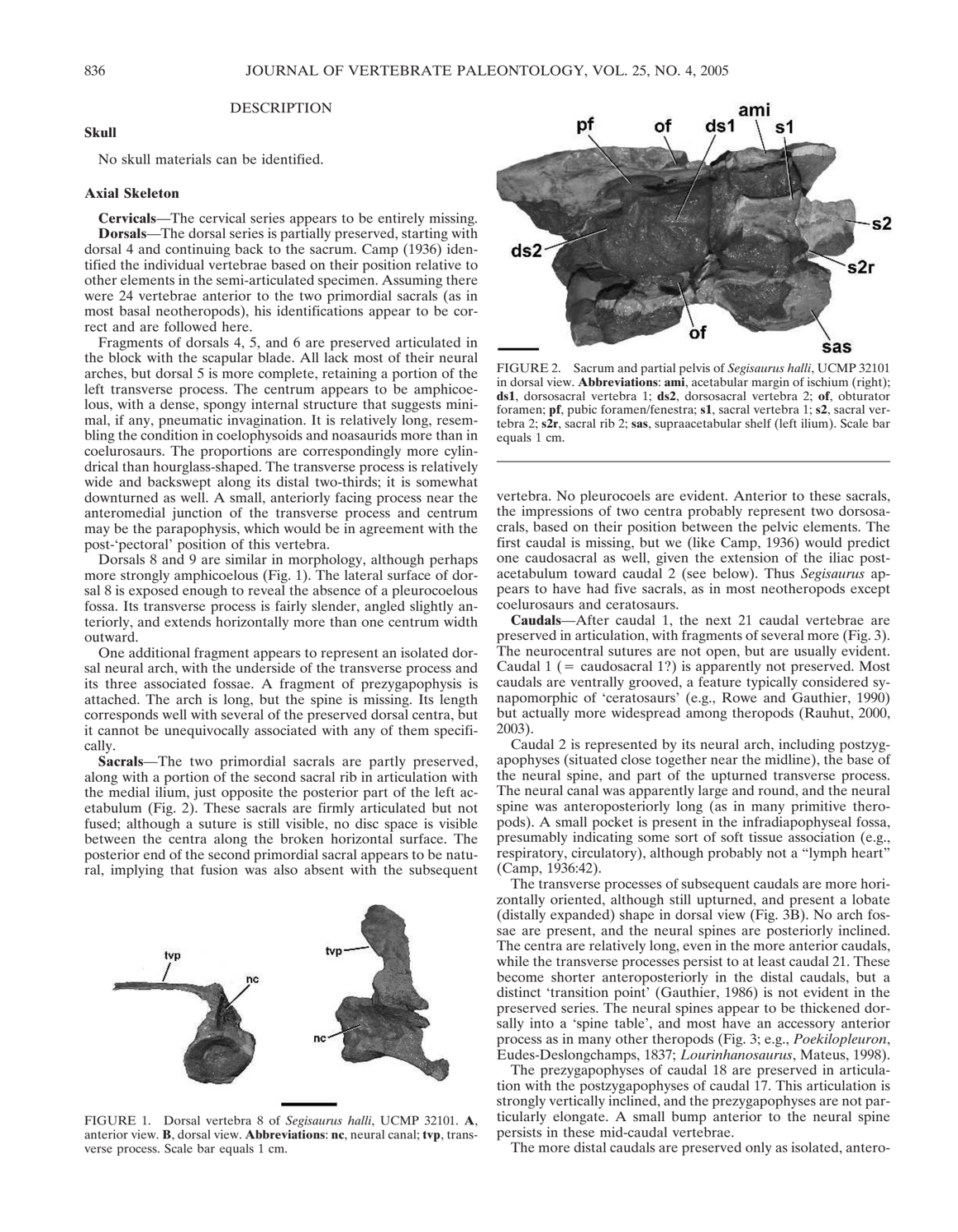## DESCRIPTION

### Skull

No skull materials can be identified.

### Axial Skeleton

**Cervicals**—The cervical series appears to be entirely missing.

**Dorsals**—The dorsal series is partially preserved, starting with dorsal 4 and continuing back to the sacrum. Camp (1936) identified the individual vertebrae based on their position relative to other elements in the semi-articulated specimen. Assuming there were 24 vertebrae anterior to the two primordial sacrals (as in most basal neotheropods), his identifications appear to be correct and are followed here.

Fragments of dorsals 4, 5, and 6 are preserved articulated in the block with the scapular blade. All lack most of their neural arches, but dorsal 5 is more complete, retaining a portion of the left transverse process. The centrum appears to be amphicoelous, with a dense, spongy internal structure that suggests minimal, if any, pneumatic invagination. It is relatively long, resembling the condition in coelophysoids and noasaurids more than in coelurosaurs. The proportions are correspondingly more cylindrical than hourglass-shaped. The transverse process is relatively wide and backswept along its distal two-thirds; it is somewhat downturned as well. A small, anteriorly facing process near the anteromedial junction of the transverse process and centrum may be the parapophysis, which would be in agreement with the post-'pectoral' position of this vertebra.

Dorsals 8 and 9 are similar in morphology, although perhaps more strongly amphicoelous (Fig. 1). The lateral surface of dorsal 8 is exposed enough to reveal the absence of a pleurocoelous fossa. Its transverse process is fairly slender, angled slightly anteriorly, and extends horizontally more than one centrum width outward.

One additional fragment appears to represent an isolated dorsal neural arch, with the underside of the transverse process and its three associated fossae. A fragment of prezygapophysis is attached. The arch is long, but the spine is missing. Its length corresponds well with several of the preserved dorsal centra, but it cannot be unequivocally associated with any of them specifically.

**Sacrals**—The two primordial sacrals are partly preserved, along with a portion of the second sacral rib in articulation with the medial ilium, just opposite the posterior part of the left acetabulum (Fig. 2). These sacrals are firmly articulated but not fused; although a suture is still visible, no disc space is visible between the centra along the broken horizontal surface. The posterior end of the second primordial sacral appears to be natural, implying that fusion was also absent with the subsequent vertebra. No pleurocoels are evident. Anterior to these sacrals, the impressions of two centra probably represent two dorsosacrals, based on their position between the pelvic elements. The first caudal is missing, but we (like Camp, 1936) would predict one caudosacral as well, given the extension of the iliac postacetabulum toward caudal 2 (see below). Thus *Segisaurus* appears to have had five sacrals, as in most neotheropods except coelurosaurs and ceratosaurs.

FIGURE 1. Dorsal vertebra 8 of *Segisaurus halli*, UCMP 32101. **A**, anterior view. **B**, dorsal view. **Abbreviations**: **nc**, neural canal; **tvp**, transverse process. Scale bar equals 1 cm.

FIGURE 2. Sacrum and partial pelvis of *Segisaurus halli*, UCMP 32101 in dorsal view. **Abbreviations**: **ami**, acetabular margin of ischium (right); **ds1**, dorsosacral vertebra 1; **ds2**, dorsosacral vertebra 2; **of**, obturator foramen; **pf**, pubic foramen/fenestra; **s1**, sacral vertebra 1; **s2**, sacral vertebra 2; **s2r**, sacral rib 2; **sas**, supraacetabular shelf (left ilium). Scale bar equals 1 cm.

**Caudals**—After caudal 1, the next 21 caudal vertebrae are preserved in articulation, with fragments of several more (Fig. 3). The neurocentral sutures are not open, but are usually evident. Caudal 1 (= caudosacral 1?) is apparently not preserved. Most caudals are ventrally grooved, a feature typically considered synapomorphic of 'ceratosaurs' (e.g., Rowe and Gauthier, 1990) but actually more widespread among theropods (Rauhut, 2000, 2003).

Caudal 2 is represented by its neural arch, including postzygapophyses (situated close together near the midline), the base of the neural spine, and part of the upturned transverse process. The neural canal was apparently large and round, and the neural spine was anteroposteriorly long (as in many primitive theropods). A small pocket is present in the infradiapophyseal fossa, presumably indicating some sort of soft tissue association (e.g., respiratory, circulatory), although probably not a "lymph heart" (Camp, 1936:42).

The transverse processes of subsequent caudals are more horizontally oriented, although still upturned, and present a lobate (distally expanded) shape in dorsal view (Fig. 3B). No arch fossae are present, and the neural spines are posteriorly inclined. The centra are relatively long, even in the more anterior caudals, while the transverse processes persist to at least caudal 21. These become shorter anteroposteriorly in the distal caudals, but a distinct 'transition point' (Gauthier, 1986) is not evident in the preserved series. The neural spines appear to be thickened dorsally into a 'spine table', and most have an accessory anterior process as in many other theropods (Fig. 3; e.g., *Poekilopleuron*, Eudes-Deslongchamps, 1837; *Lourinhanosaurus*, Mateus, 1998).

The prezygapophyses of caudal 18 are preserved in articulation with the postzygapophyses of caudal 17. This articulation is strongly vertically inclined, and the prezygapophyses are not particularly elongate. A small bump anterior to the neural spine persists in these mid-caudal vertebrae.

The more distal caudals are preserved only as isolated, antero-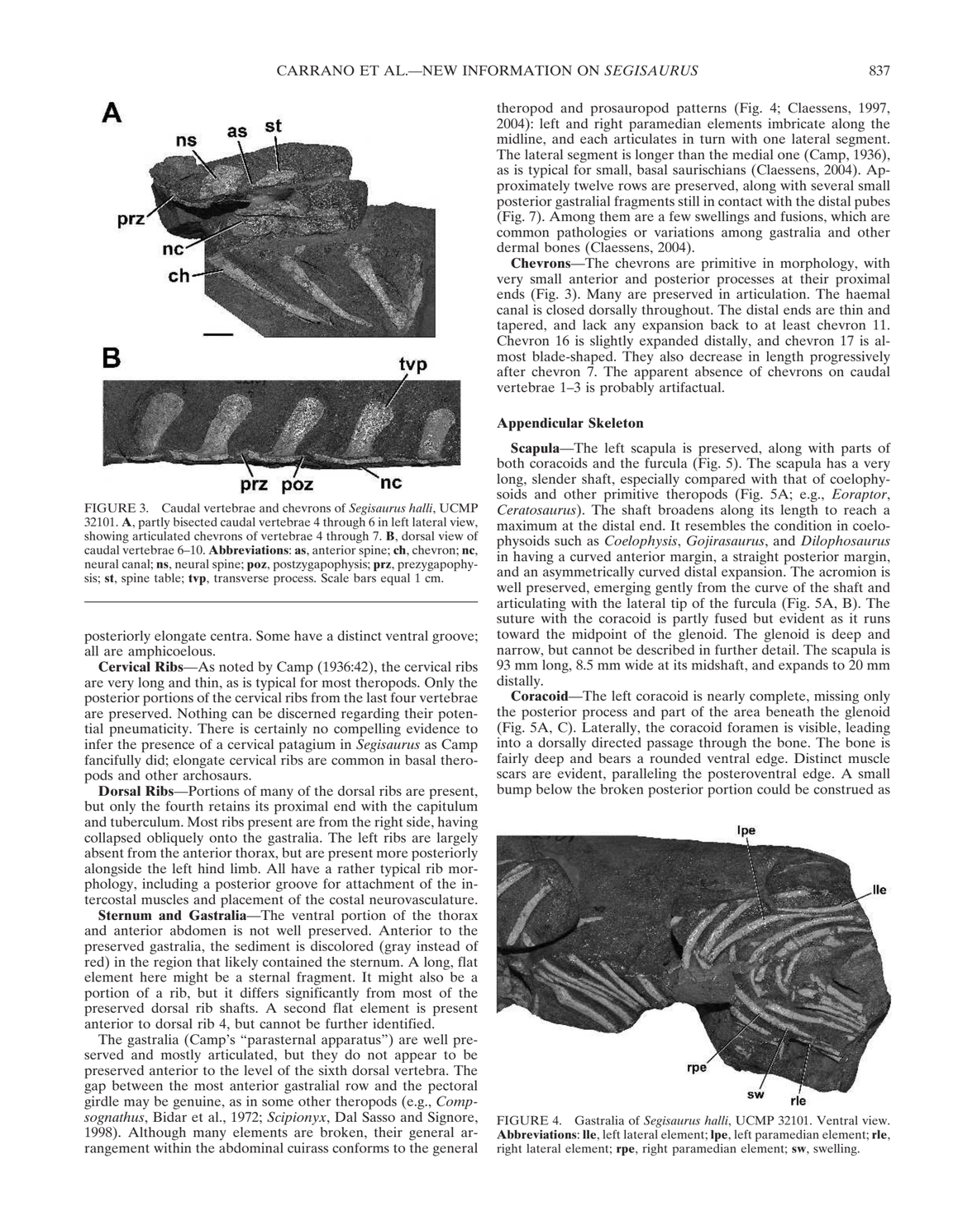FIGURE 3. Caudal vertebrae and chevrons of *Segisaurus halli*, UCMP 32101. **A**, partly bisected caudal vertebrae 4 through 6 in left lateral view, showing articulated chevrons of vertebrae 4 through 7. **B**, dorsal view of caudal vertebrae 6–10. **Abbreviations**: **as**, anterior spine; **ch**, chevron; **nc**, neural canal; **ns**, neural spine; **poz**, postzygapophysis; **prz**, prezygapophysis; **st**, spine table; **tvp**, transverse process. Scale bars equal 1 cm.

posteriorly elongate centra. Some have a distinct ventral groove; all are amphicoelous.

**Cervical Ribs**—As noted by Camp (1936:42), the cervical ribs are very long and thin, as is typical for most theropods. Only the posterior portions of the cervical ribs from the last four vertebrae are preserved. Nothing can be discerned regarding their potential pneumaticity. There is certainly no compelling evidence to infer the presence of a cervical patagium in *Segisaurus* as Camp fancifully did; elongate cervical ribs are common in basal theropods and other archosaurs.

**Dorsal Ribs**—Portions of many of the dorsal ribs are present, but only the fourth retains its proximal end with the capitulum and tuberculum. Most ribs present are from the right side, having collapsed obliquely onto the gastralia. The left ribs are largely absent from the anterior thorax, but are present more posteriorly alongside the left hind limb. All have a rather typical rib morphology, including a posterior groove for attachment of the intercostal muscles and placement of the costal neurovasculature.

**Sternum and Gastralia**—The ventral portion of the thorax and anterior abdomen is not well preserved. Anterior to the preserved gastralia, the sediment is discolored (gray instead of red) in the region that likely contained the sternum. A long, flat element here might be a sternal fragment. It might also be a portion of a rib, but it differs significantly from most of the preserved dorsal rib shafts. A second flat element is present anterior to dorsal rib 4, but cannot be further identified.

The gastralia (Camp's "parasternal apparatus") are well preserved and mostly articulated, but they do not appear to be preserved anterior to the level of the sixth dorsal vertebra. The gap between the most anterior gastralial row and the pectoral girdle may be genuine, as in some other theropods (e.g., *Compsognathus*, Bidar et al., 1972; *Scipionyx*, Dal Sasso and Signore, 1998). Although many elements are broken, their general arrangement within the abdominal cuirass conforms to the general theropod and prosauropod patterns (Fig. 4; Claessens, 1997, 2004): left and right paramedian elements imbricate along the midline, and each articulates in turn with one lateral segment. The lateral segment is longer than the medial one (Camp, 1936), as is typical for small, basal saurischians (Claessens, 2004). Approximately twelve rows are preserved, along with several small posterior gastralial fragments still in contact with the distal pubes (Fig. 7). Among them are a few swellings and fusions, which are common pathologies or variations among gastralia and other dermal bones (Claessens, 2004).

**Chevrons**—The chevrons are primitive in morphology, with very small anterior and posterior processes at their proximal ends (Fig. 3). Many are preserved in articulation. The haemal canal is closed dorsally throughout. The distal ends are thin and tapered, and lack any expansion back to at least chevron 11. Chevron 16 is slightly expanded distally, and chevron 17 is almost blade-shaped. They also decrease in length progressively after chevron 7. The apparent absence of chevrons on caudal vertebrae 1–3 is probably artifactual.

## Appendicular Skeleton

**Scapula**—The left scapula is preserved, along with parts of both coracoids and the furcula (Fig. 5). The scapula has a very long, slender shaft, especially compared with that of coelophysoids and other primitive theropods (Fig. 5A; e.g., *Eoraptor*, *Ceratosaurus*). The shaft broadens along its length to reach a maximum at the distal end. It resembles the condition in coelophysoids such as *Coelophysis*, *Gojirasaurus*, and *Dilophosaurus* in having a curved anterior margin, a straight posterior margin, and an asymmetrically curved distal expansion. The acromion is well preserved, emerging gently from the curve of the shaft and articulating with the lateral tip of the furcula (Fig. 5A, B). The suture with the coracoid is partly fused but evident as it runs toward the midpoint of the glenoid. The glenoid is deep and narrow, but cannot be described in further detail. The scapula is 93 mm long, 8.5 mm wide at its midshaft, and expands to 20 mm distally.

**Coracoid**—The left coracoid is nearly complete, missing only the posterior process and part of the area beneath the glenoid (Fig. 5A, C). Laterally, the coracoid foramen is visible, leading into a dorsally directed passage through the bone. The bone is fairly deep and bears a rounded ventral edge. Distinct muscle scars are evident, paralleling the posteroventral edge. A small bump below the broken posterior portion could be construed as

FIGURE 4. Gastralia of *Segisaurus halli*, UCMP 32101. Ventral view. **Abbreviations**: **lle**, left lateral element; **lpe**, left paramedian element; **rle**, right lateral element; **rpe**, right paramedian element; **sw**, swelling.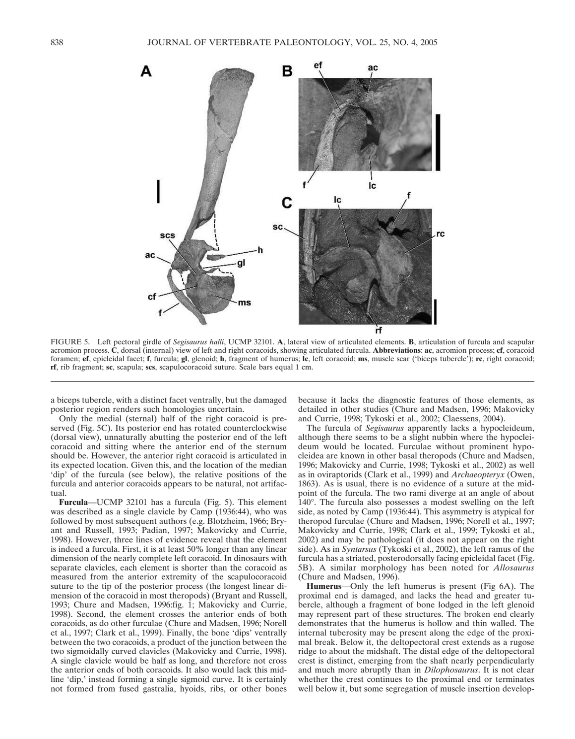FIGURE 5. Left pectoral girdle of *Segisaurus halli*, UCMP 32101. **A**, lateral view of articulated elements. **B**, articulation of furcula and scapular acromion process. **C**, dorsal (internal) view of left and right coracoids, showing articulated furcula. **Abbreviations**: **ac**, acromion process; **cf**, coracoid foramen; **ef**, epicleidal facet; **f**, furcula; **gl**, glenoid; **h**, fragment of humerus; **lc**, left coracoid; **ms**, muscle scar ('biceps tubercle'); **rc**, right coracoid; **rf**, rib fragment; **sc**, scapula; **scs**, scapulocoracoid suture. Scale bars equal 1 cm.

a biceps tubercle, with a distinct facet ventrally, but the damaged posterior region renders such homologies uncertain.

Only the medial (sternal) half of the right coracoid is preserved (Fig. 5C). Its posterior end has rotated counterclockwise (dorsal view), unnaturally abutting the posterior end of the left coracoid and sitting where the anterior end of the sternum should be. However, the anterior right coracoid is articulated in its expected location. Given this, and the location of the median 'dip' of the furcula (see below), the relative positions of the furcula and anterior coracoids appears to be natural, not artifactual.

**Furcula**—UCMP 32101 has a furcula (Fig. 5). This element was described as a single clavicle by Camp (1936:44), who was followed by most subsequent authors (e.g. Blotzheim, 1966; Bryant and Russell, 1993; Padian, 1997; Makovicky and Currie, 1998). However, three lines of evidence reveal that the element is indeed a furcula. First, it is at least 50% longer than any linear dimension of the nearly complete left coracoid. In dinosaurs with separate clavicles, each element is shorter than the coracoid as measured from the anterior extremity of the scapulocoracoid suture to the tip of the posterior process (the longest linear dimension of the coracoid in most theropods) (Bryant and Russell, 1993; Chure and Madsen, 1996:fig. 1; Makovicky and Currie, 1998). Second, the element crosses the anterior ends of both coracoids, as do other furculae (Chure and Madsen, 1996; Norell et al., 1997; Clark et al., 1999). Finally, the bone 'dips' ventrally between the two coracoids, a product of the junction between the two sigmoidally curved clavicles (Makovicky and Currie, 1998). A single clavicle would be half as long, and therefore not cross the anterior ends of both coracoids. It also would lack this midline 'dip,' instead forming a single sigmoid curve. It is certainly not formed from fused gastralia, hyoids, ribs, or other bones because it lacks the diagnostic features of those elements, as detailed in other studies (Chure and Madsen, 1996; Makovicky and Currie, 1998; Tykoski et al., 2002; Claessens, 2004).

The furcula of *Segisaurus* apparently lacks a hypocleideum, although there seems to be a slight nubbin where the hypocleideum would be located. Furculae without prominent hypocleidea are known in other basal theropods (Chure and Madsen, 1996; Makovicky and Currie, 1998; Tykoski et al., 2002) as well as in oviraptorids (Clark et al., 1999) and *Archaeopteryx* (Owen, 1863). As is usual, there is no evidence of a suture at the midpoint of the furcula. The two rami diverge at an angle of about 140°. The furcula also possesses a modest swelling on the left side, as noted by Camp (1936:44). This asymmetry is atypical for theropod furculae (Chure and Madsen, 1996; Norell et al., 1997; Makovicky and Currie, 1998; Clark et al., 1999; Tykoski et al., 2002) and may be pathological (it does not appear on the right side). As in *Syntarsus* (Tykoski et al., 2002), the left ramus of the furcula has a striated, posterodorsally facing epicleidal facet (Fig. 5B). A similar morphology has been noted for *Allosaurus* (Chure and Madsen, 1996).

**Humerus**—Only the left humerus is present (Fig 6A). The proximal end is damaged, and lacks the head and greater tubercle, although a fragment of bone lodged in the left glenoid may represent part of these structures. The broken end clearly demonstrates that the humerus is hollow and thin walled. The internal tuberosity may be present along the edge of the proximal break. Below it, the deltopectoral crest extends as a rugose ridge to about the midshaft. The distal edge of the deltopectoral crest is distinct, emerging from the shaft nearly perpendicularly and much more abruptly than in *Dilophosaurus*. It is not clear whether the crest continues to the proximal end or terminates well below it, but some segregation of muscle insertion develop-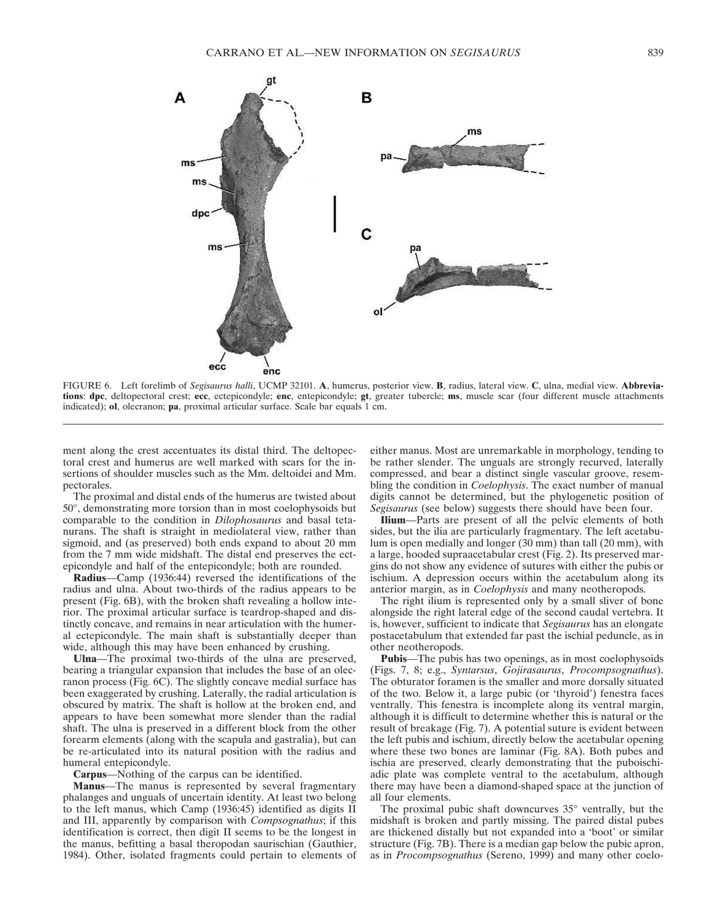FIGURE 6. Left forelimb of *Segisaurus halli*, UCMP 32101. **A**, humerus, posterior view. **B**, radius, lateral view. **C**, ulna, medial view. **Abbreviations**: **dpc**, deltopectoral crest; **ecc**, ectepicondyle; **enc**, entepicondyle; **gt**, greater tubercle; **ms**, muscle scar (four different muscle attachments indicated); **ol**, olecranon; **pa**, proximal articular surface. Scale bar equals 1 cm.

ment along the crest accentuates its distal third. The deltopectoral crest and humerus are well marked with scars for the insertions of shoulder muscles such as the Mm. deltoidei and Mm. pectorales.

The proximal and distal ends of the humerus are twisted about 50°, demonstrating more torsion than in most coelophysoids but comparable to the condition in *Dilophosaurus* and basal tetanurans. The shaft is straight in mediolateral view, rather than sigmoid, and (as preserved) both ends expand to about 20 mm from the 7 mm wide midshaft. The distal end preserves the ectepicondyle and half of the entepicondyle; both are rounded.

**Radius**—Camp (1936:44) reversed the identifications of the radius and ulna. About two-thirds of the radius appears to be present (Fig. 6B), with the broken shaft revealing a hollow interior. The proximal articular surface is teardrop-shaped and distinctly concave, and remains in near articulation with the humeral ectepicondyle. The main shaft is substantially deeper than wide, although this may have been enhanced by crushing.

**Ulna**—The proximal two-thirds of the ulna are preserved, bearing a triangular expansion that includes the base of an olecranon process (Fig. 6C). The slightly concave medial surface has been exaggerated by crushing. Laterally, the radial articulation is obscured by matrix. The shaft is hollow at the broken end, and appears to have been somewhat more slender than the radial shaft. The ulna is preserved in a different block from the other forearm elements (along with the scapula and gastralia), but can be re-articulated into its natural position with the radius and humeral entepicondyle.

**Carpus**—Nothing of the carpus can be identified.

**Manus**—The manus is represented by several fragmentary phalanges and unguals of uncertain identity. At least two belong to the left manus, which Camp (1936:45) identified as digits II and III, apparently by comparison with *Compsognathus*; if this identification is correct, then digit II seems to be the longest in the manus, befitting a basal theropodan saurischian (Gauthier, 1984). Other, isolated fragments could pertain to elements of either manus. Most are unremarkable in morphology, tending to be rather slender. The unguals are strongly recurved, laterally compressed, and bear a distinct single vascular groove, resembling the condition in *Coelophysis*. The exact number of manual digits cannot be determined, but the phylogenetic position of *Segisaurus* (see below) suggests there should have been four.

**Ilium**—Parts are present of all the pelvic elements of both sides, but the ilia are particularly fragmentary. The left acetabulum is open medially and longer (30 mm) than tall (20 mm), with a large, hooded supraacetabular crest (Fig. 2). Its preserved margins do not show any evidence of sutures with either the pubis or ischium. A depression occurs within the acetabulum along its anterior margin, as in *Coelophysis* and many neotheropods.

The right ilium is represented only by a small sliver of bone alongside the right lateral edge of the second caudal vertebra. It is, however, sufficient to indicate that *Segisaurus* has an elongate postacetabulum that extended far past the ischial peduncle, as in other neotheropods.

**Pubis**—The pubis has two openings, as in most coelophysoids (Figs. 7, 8; e.g., *Syntarsus*, *Gojirasaurus*, *Procompsognathus*). The obturator foramen is the smaller and more dorsally situated of the two. Below it, a large pubic (or 'thyroid') fenestra faces ventrally. This fenestra is incomplete along its ventral margin, although it is difficult to determine whether this is natural or the result of breakage (Fig. 7). A potential suture is evident between the left pubis and ischium, directly below the acetabular opening where these two bones are laminar (Fig. 8A). Both pubes and ischia are preserved, clearly demonstrating that the puboischiadic plate was complete ventral to the acetabulum, although there may have been a diamond-shaped space at the junction of all four elements.

The proximal pubic shaft downcurves 35° ventrally, but the midshaft is broken and partly missing. The paired distal pubes are thickened distally but not expanded into a 'boot' or similar structure (Fig. 7B). There is a median gap below the pubic apron, as in *Procompsognathus* (Sereno, 1999) and many other coelo-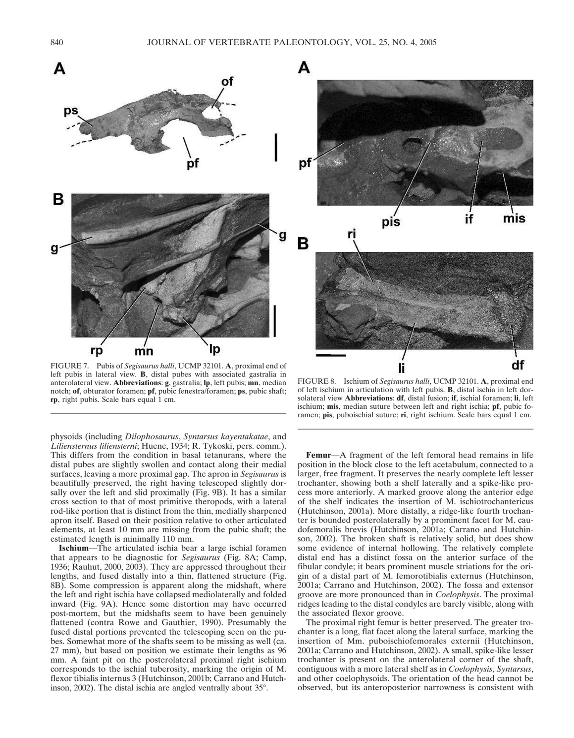FIGURE 7. Pubis of *Segisaurus halli*, UCMP 32101. **A**, proximal end of left pubis in lateral view. **B**, distal pubes with associated gastralia in anterolateral view. **Abbreviations**: **g**, gastralia; **lp**, left pubis; **mn**, median notch; **of**, obturator foramen; **pf**, pubic fenestra/foramen; **ps**, pubic shaft; **rp**, right pubis. Scale bars equal 1 cm.

FIGURE 8. Ischium of *Segisaurus halli*, UCMP 32101. **A**, proximal end of left ischium in articulation with left pubis. **B**, distal ischia in left dorsolateral view **Abbreviations**: **df**, distal fusion; **if**, ischial foramen; **li**, left ischium; **mis**, median suture between left and right ischia; **pf**, pubic foramen; **pis**, puboischial suture; **ri**, right ischium. Scale bars equal 1 cm.

physoids (including *Dilophosaurus*, *Syntarsus kayentakatae*, and *Liliensternus liliensterni*; Huene, 1934; R. Tykoski, pers. comm.). This differs from the condition in basal tetanurans, where the distal pubes are slightly swollen and contact along their medial surfaces, leaving a more proximal gap. The apron in *Segisaurus* is beautifully preserved, the right having telescoped slightly dorsally over the left and slid proximally (Fig. 9B). It has a similar cross section to that of most primitive theropods, with a lateral rod-like portion that is distinct from the thin, medially sharpened apron itself. Based on their position relative to other articulated elements, at least 10 mm are missing from the pubic shaft; the estimated length is minimally 110 mm.

**Ischium**—The articulated ischia bear a large ischial foramen that appears to be diagnostic for *Segisaurus* (Fig. 8A; Camp, 1936; Rauhut, 2000, 2003). They are appressed throughout their lengths, and fused distally into a thin, flattened structure (Fig. 8B). Some compression is apparent along the midshaft, where the left and right ischia have collapsed mediolaterally and folded inward (Fig. 9A). Hence some distortion may have occurred post-mortem, but the midshafts seem to have been genuinely flattened (contra Rowe and Gauthier, 1990). Presumably the fused distal portions prevented the telescoping seen on the pubes. Somewhat more of the shafts seem to be missing as well (ca. 27 mm), but based on position we estimate their lengths as 96 mm. A faint pit on the posterolateral proximal right ischium corresponds to the ischial tuberosity, marking the origin of M. flexor tibialis internus 3 (Hutchinson, 2001b; Carrano and Hutchinson, 2002). The distal ischia are angled ventrally about 35°.

**Femur**—A fragment of the left femoral head remains in life position in the block close to the left acetabulum, connected to a larger, free fragment. It preserves the nearly complete left lesser trochanter, showing both a shelf laterally and a spike-like process more anteriorly. A marked groove along the anterior edge of the shelf indicates the insertion of M. ischiotrochantericus (Hutchinson, 2001a). More distally, a ridge-like fourth trochanter is bounded posterolaterally by a prominent facet for M. caudofemoralis brevis (Hutchinson, 2001a; Carrano and Hutchinson, 2002). The broken shaft is relatively solid, but does show some evidence of internal hollowing. The relatively complete distal end has a distinct fossa on the anterior surface of the fibular condyle; it bears prominent muscle striations for the origin of a distal part of M. femorotibialis externus (Hutchinson, 2001a; Carrano and Hutchinson, 2002). The fossa and extensor groove are more pronounced than in *Coelophysis*. The proximal ridges leading to the distal condyles are barely visible, along with the associated flexor groove.

The proximal right femur is better preserved. The greater trochanter is a long, flat facet along the lateral surface, marking the insertion of Mm. puboischiofemorales externii (Hutchinson, 2001a; Carrano and Hutchinson, 2002). A small, spike-like lesser trochanter is present on the anterolateral corner of the shaft, contiguous with a more lateral shelf as in *Coelophysis*, *Syntarsus*, and other coelophysoids. The orientation of the head cannot be observed, but its anteroposterior narrowness is consistent with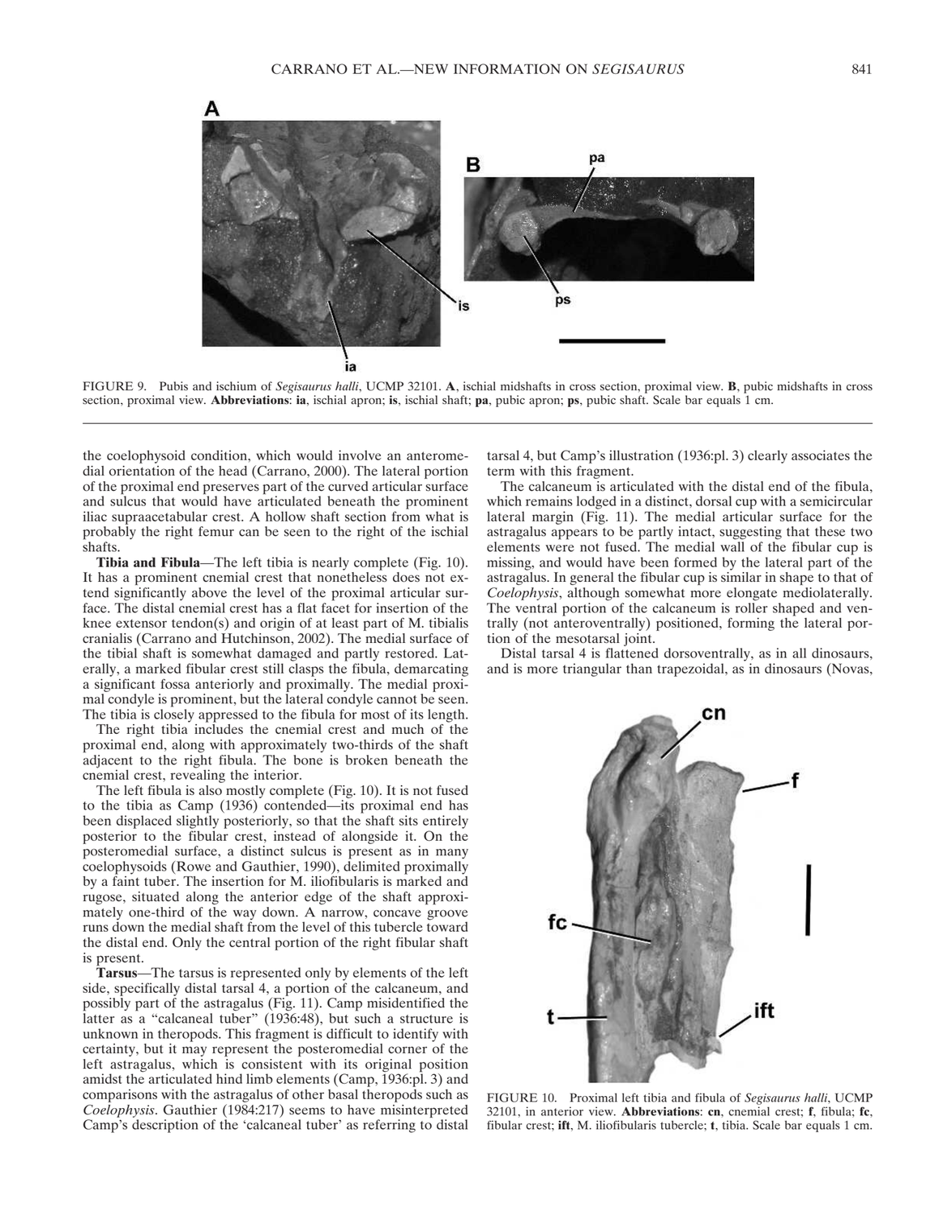FIGURE 9. Pubis and ischium of *Segisaurus halli*, UCMP 32101. **A**, ischial midshafts in cross section, proximal view. **B**, pubic midshafts in cross section, proximal view. **Abbreviations**: **ia**, ischial apron; **is**, ischial shaft; **pa**, pubic apron; **ps**, pubic shaft. Scale bar equals 1 cm.

the coelophysoid condition, which would involve an anteromedial orientation of the head (Carrano, 2000). The lateral portion of the proximal end preserves part of the curved articular surface and sulcus that would have articulated beneath the prominent iliac supraacetabular crest. A hollow shaft section from what is probably the right femur can be seen to the right of the ischial shafts.

**Tibia and Fibula**—The left tibia is nearly complete (Fig. 10). It has a prominent cnemial crest that nonetheless does not extend significantly above the level of the proximal articular surface. The distal cnemial crest has a flat facet for insertion of the knee extensor tendon(s) and origin of at least part of M. tibialis cranialis (Carrano and Hutchinson, 2002). The medial surface of the tibial shaft is somewhat damaged and partly restored. Laterally, a marked fibular crest still clasps the fibula, demarcating a significant fossa anteriorly and proximally. The medial proximal condyle is prominent, but the lateral condyle cannot be seen. The tibia is closely appressed to the fibula for most of its length.

The right tibia includes the cnemial crest and much of the proximal end, along with approximately two-thirds of the shaft adjacent to the right fibula. The bone is broken beneath the cnemial crest, revealing the interior.

The left fibula is also mostly complete (Fig. 10). It is not fused to the tibia as Camp (1936) contended—its proximal end has been displaced slightly posteriorly, so that the shaft sits entirely posterior to the fibular crest, instead of alongside it. On the posteromedial surface, a distinct sulcus is present as in many coelophysoids (Rowe and Gauthier, 1990), delimited proximally by a faint tuber. The insertion for M. iliofibularis is marked and rugose, situated along the anterior edge of the shaft approximately one-third of the way down. A narrow, concave groove runs down the medial shaft from the level of this tubercle toward the distal end. Only the central portion of the right fibular shaft is present.

**Tarsus**—The tarsus is represented only by elements of the left side, specifically distal tarsal 4, a portion of the calcaneum, and possibly part of the astragalus (Fig. 11). Camp misidentified the latter as a "calcaneal tuber" (1936:48), but such a structure is unknown in theropods. This fragment is difficult to identify with certainty, but it may represent the posteromedial corner of the left astragalus, which is consistent with its original position amidst the articulated hind limb elements (Camp, 1936:pl. 3) and comparisons with the astragalus of other basal theropods such as *Coelophysis*. Gauthier (1984:217) seems to have misinterpreted Camp's description of the 'calcaneal tuber' as referring to distal tarsal 4, but Camp's illustration (1936:pl. 3) clearly associates the term with this fragment.

The calcaneum is articulated with the distal end of the fibula, which remains lodged in a distinct, dorsal cup with a semicircular lateral margin (Fig. 11). The medial articular surface for the astragalus appears to be partly intact, suggesting that these two elements were not fused. The medial wall of the fibular cup is missing, and would have been formed by the lateral part of the astragalus. In general the fibular cup is similar in shape to that of *Coelophysis*, although somewhat more elongate mediolaterally. The ventral portion of the calcaneum is roller shaped and ventrally (not anteroventrally) positioned, forming the lateral portion of the mesotarsal joint.

Distal tarsal 4 is flattened dorsoventrally, as in all dinosaurs, and is more triangular than trapezoidal, as in dinosaurs (Novas,

FIGURE 10. Proximal left tibia and fibula of *Segisaurus halli*, UCMP 32101, in anterior view. **Abbreviations**: **cn**, cnemial crest; **f**, fibula; **fc**, fibular crest; **ift**, M. iliofibularis tubercle; **t**, tibia. Scale bar equals 1 cm.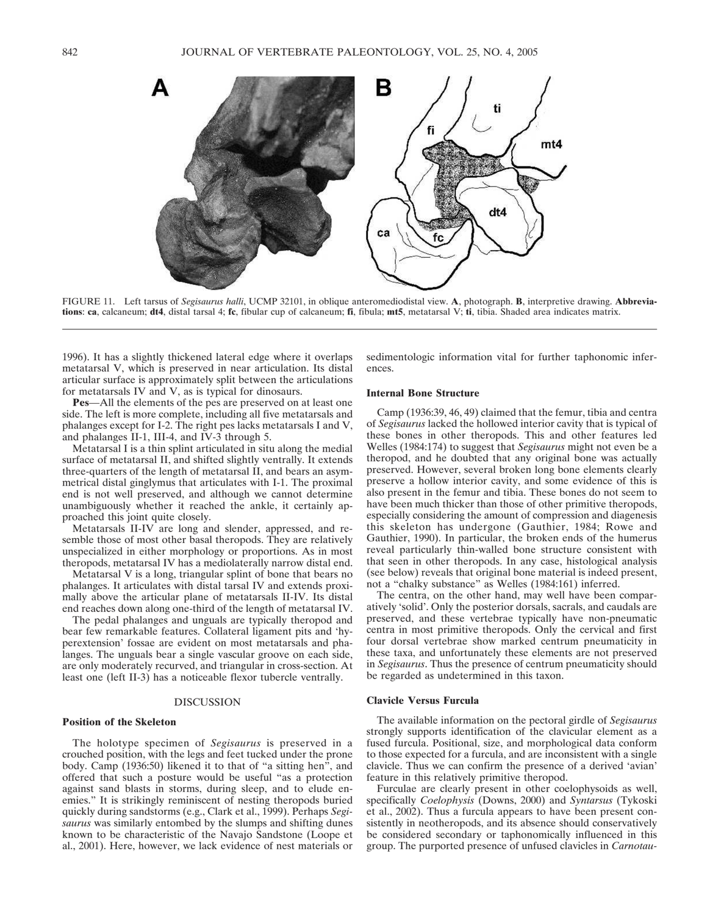FIGURE 11. Left tarsus of *Segisaurus halli*, UCMP 32101, in oblique anteromediodistal view. **A**, photograph. **B**, interpretive drawing. **Abbreviations**: **ca**, calcaneum; **dt4**, distal tarsal 4; **fc**, fibular cup of calcaneum; **fi**, fibula; **mt5**, metatarsal V; **ti**, tibia. Shaded area indicates matrix.

1996). It has a slightly thickened lateral edge where it overlaps metatarsal V, which is preserved in near articulation. Its distal articular surface is approximately split between the articulations for metatarsals IV and V, as is typical for dinosaurs.

**Pes**—All the elements of the pes are preserved on at least one side. The left is more complete, including all five metatarsals and phalanges except for I-2. The right pes lacks metatarsals I and V, and phalanges II-1, III-4, and IV-3 through 5.

Metatarsal I is a thin splint articulated in situ along the medial surface of metatarsal II, and shifted slightly ventrally. It extends three-quarters of the length of metatarsal II, and bears an asymmetrical distal ginglymus that articulates with I-1. The proximal end is not well preserved, and although we cannot determine unambiguously whether it reached the ankle, it certainly approached this joint quite closely.

Metatarsals II-IV are long and slender, appressed, and resemble those of most other basal theropods. They are relatively unspecialized in either morphology or proportions. As in most theropods, metatarsal IV has a mediolaterally narrow distal end.

Metatarsal V is a long, triangular splint of bone that bears no phalanges. It articulates with distal tarsal IV and extends proximally above the articular plane of metatarsals II-IV. Its distal end reaches down along one-third of the length of metatarsal IV.

The pedal phalanges and unguals are typically theropod and bear few remarkable features. Collateral ligament pits and 'hyperextension' fossae are evident on most metatarsals and phalanges. The unguals bear a single vascular groove on each side, are only moderately recurved, and triangular in cross-section. At least one (left II-3) has a noticeable flexor tubercle ventrally.

## DISCUSSION

### Position of the Skeleton

The holotype specimen of *Segisaurus* is preserved in a crouched position, with the legs and feet tucked under the prone body. Camp (1936:50) likened it to that of "a sitting hen", and offered that such a posture would be useful "as a protection against sand blasts in storms, during sleep, and to elude enemies." It is strikingly reminiscent of nesting theropods buried quickly during sandstorms (e.g., Clark et al., 1999). Perhaps *Segisaurus* was similarly entombed by the slumps and shifting dunes known to be characteristic of the Navajo Sandstone (Loope et al., 2001). Here, however, we lack evidence of nest materials or sedimentologic information vital for further taphonomic inferences.

### Internal Bone Structure

Camp (1936:39, 46, 49) claimed that the femur, tibia and centra of *Segisaurus* lacked the hollowed interior cavity that is typical of these bones in other theropods. This and other features led Welles (1984:174) to suggest that *Segisaurus* might not even be a theropod, and he doubted that any original bone was actually preserved. However, several broken long bone elements clearly preserve a hollow interior cavity, and some evidence of this is also present in the femur and tibia. These bones do not seem to have been much thicker than those of other primitive theropods, especially considering the amount of compression and diagenesis this skeleton has undergone (Gauthier, 1984; Rowe and Gauthier, 1990). In particular, the broken ends of the humerus reveal particularly thin-walled bone structure consistent with that seen in other theropods. In any case, histological analysis (see below) reveals that original bone material is indeed present, not a "chalky substance" as Welles (1984:161) inferred.

The centra, on the other hand, may well have been comparatively 'solid'. Only the posterior dorsals, sacrals, and caudals are preserved, and these vertebrae typically have non-pneumatic centra in most primitive theropods. Only the cervical and first four dorsal vertebrae show marked centrum pneumaticity in these taxa, and unfortunately these elements are not preserved in *Segisaurus*. Thus the presence of centrum pneumaticity should be regarded as undetermined in this taxon.

### Clavicle Versus Furcula

The available information on the pectoral girdle of *Segisaurus* strongly supports identification of the clavicular element as a fused furcula. Positional, size, and morphological data conform to those expected for a furcula, and are inconsistent with a single clavicle. Thus we can confirm the presence of a derived 'avian' feature in this relatively primitive theropod.

Furculae are clearly present in other coelophysoids as well, specifically *Coelophysis* (Downs, 2000) and *Syntarsus* (Tykoski et al., 2002). Thus a furcula appears to have been present consistently in neotheropods, and its absence should conservatively be considered secondary or taphonomically influenced in this group. The purported presence of unfused clavicles in *Carnotau-*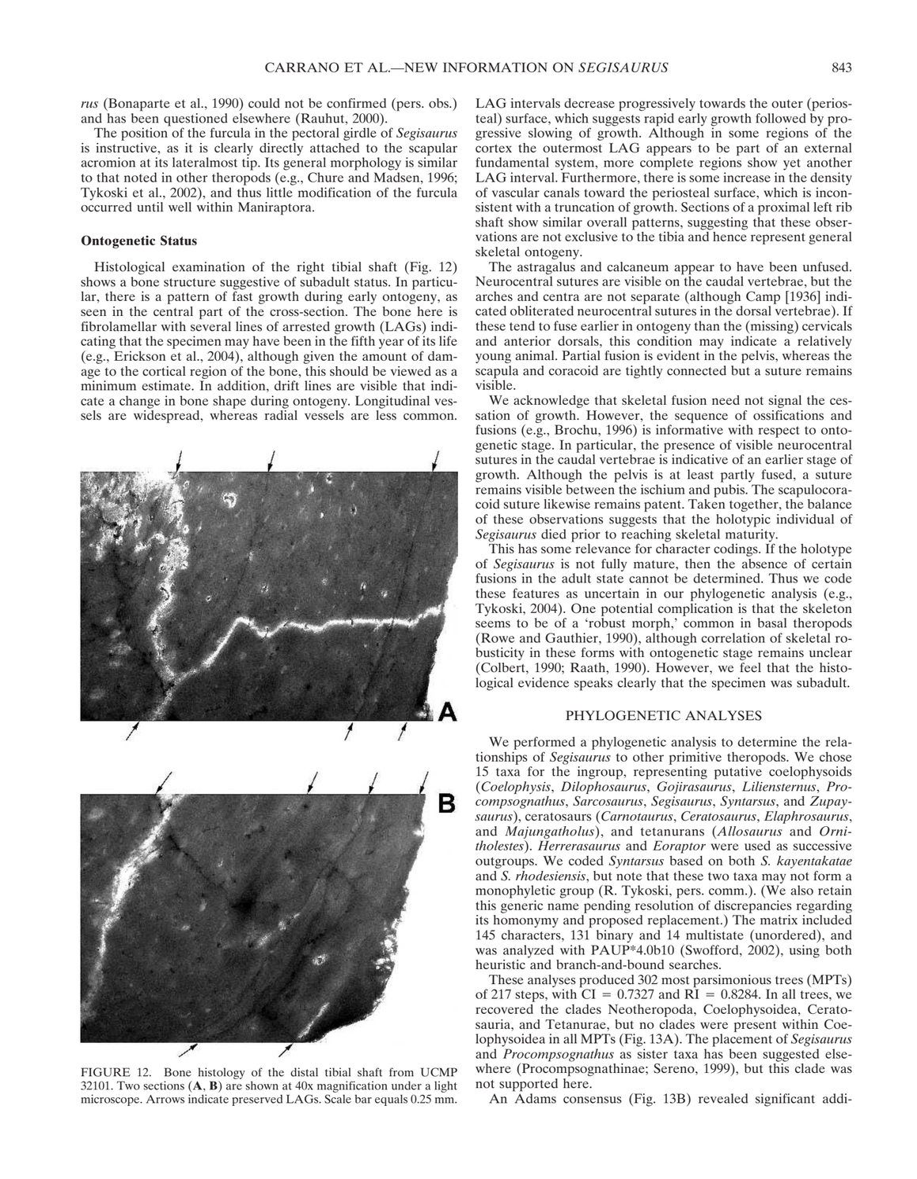*rus* (Bonaparte et al., 1990) could not be confirmed (pers. obs.) and has been questioned elsewhere (Rauhut, 2000).

The position of the furcula in the pectoral girdle of *Segisaurus* is instructive, as it is clearly directly attached to the scapular acromion at its lateralmost tip. Its general morphology is similar to that noted in other theropods (e.g., Chure and Madsen, 1996; Tykoski et al., 2002), and thus little modification of the furcula occurred until well within Maniraptora.

### Ontogenetic Status

Histological examination of the right tibial shaft (Fig. 12) shows a bone structure suggestive of subadult status. In particular, there is a pattern of fast growth during early ontogeny, as seen in the central part of the cross-section. The bone here is fibrolamellar with several lines of arrested growth (LAGs) indicating that the specimen may have been in the fifth year of its life (e.g., Erickson et al., 2004), although given the amount of damage to the cortical region of the bone, this should be viewed as a minimum estimate. In addition, drift lines are visible that indicate a change in bone shape during ontogeny. Longitudinal vessels are widespread, whereas radial vessels are less common.

FIGURE 12. Bone histology of the distal tibial shaft from UCMP 32101. Two sections (**A**, **B**) are shown at 40x magnification under a light microscope. Arrows indicate preserved LAGs. Scale bar equals 0.25 mm.

LAG intervals decrease progressively towards the outer (periosteal) surface, which suggests rapid early growth followed by progressive slowing of growth. Although in some regions of the cortex the outermost LAG appears to be part of an external fundamental system, more complete regions show yet another LAG interval. Furthermore, there is some increase in the density of vascular canals toward the periosteal surface, which is inconsistent with a truncation of growth. Sections of a proximal left rib shaft show similar overall patterns, suggesting that these observations are not exclusive to the tibia and hence represent general skeletal ontogeny.

The astragalus and calcaneum appear to have been unfused. Neurocentral sutures are visible on the caudal vertebrae, but the arches and centra are not separate (although Camp [1936] indicated obliterated neurocentral sutures in the dorsal vertebrae). If these tend to fuse earlier in ontogeny than the (missing) cervicals and anterior dorsals, this condition may indicate a relatively young animal. Partial fusion is evident in the pelvis, whereas the scapula and coracoid are tightly connected but a suture remains visible.

We acknowledge that skeletal fusion need not signal the cessation of growth. However, the sequence of ossifications and fusions (e.g., Brochu, 1996) is informative with respect to ontogenetic stage. In particular, the presence of visible neurocentral sutures in the caudal vertebrae is indicative of an earlier stage of growth. Although the pelvis is at least partly fused, a suture remains visible between the ischium and pubis. The scapulocoracoid suture likewise remains patent. Taken together, the balance of these observations suggests that the holotypic individual of *Segisaurus* died prior to reaching skeletal maturity.

This has some relevance for character codings. If the holotype of *Segisaurus* is not fully mature, then the absence of certain fusions in the adult state cannot be determined. Thus we code these features as uncertain in our phylogenetic analysis (e.g., Tykoski, 2004). One potential complication is that the skeleton seems to be of a 'robust morph,' common in basal theropods (Rowe and Gauthier, 1990), although correlation of skeletal robusticity in these forms with ontogenetic stage remains unclear (Colbert, 1990; Raath, 1990). However, we feel that the histological evidence speaks clearly that the specimen was subadult.

## PHYLOGENETIC ANALYSES

We performed a phylogenetic analysis to determine the relationships of *Segisaurus* to other primitive theropods. We chose 15 taxa for the ingroup, representing putative coelophysoids (*Coelophysis*, *Dilophosaurus*, *Gojirasaurus*, *Liliensternus*, *Procompsognathus*, *Sarcosaurus*, *Segisaurus*, *Syntarsus*, and *Zupaysaurus*), ceratosaurs (*Carnotaurus*, *Ceratosaurus*, *Elaphrosaurus*, and *Majungatholus*), and tetanurans (*Allosaurus* and *Ornitholestes*). *Herrerasaurus* and *Eoraptor* were used as successive outgroups. We coded *Syntarsus* based on both *S. kayentakatae* and *S. rhodesiensis*, but note that these two taxa may not form a monophyletic group (R. Tykoski, pers. comm.). (We also retain this generic name pending resolution of discrepancies regarding its homonymy and proposed replacement.) The matrix included 145 characters, 131 binary and 14 multistate (unordered), and was analyzed with PAUP*4.0b10 (Swofford, 2002), using both heuristic and branch-and-bound searches.

These analyses produced 302 most parsimonious trees (MPTs) of 217 steps, with CI = 0.7327 and RI = 0.8284. In all trees, we recovered the clades Neotheropoda, Coelophysoidea, Ceratosauria, and Tetanurae, but no clades were present within Coelophysoidea in all MPTs (Fig. 13A). The placement of *Segisaurus* and *Procompsognathus* as sister taxa has been suggested elsewhere (Procompsognathinae; Sereno, 1999), but this clade was not supported here.

An Adams consensus (Fig. 13B) revealed significant addi-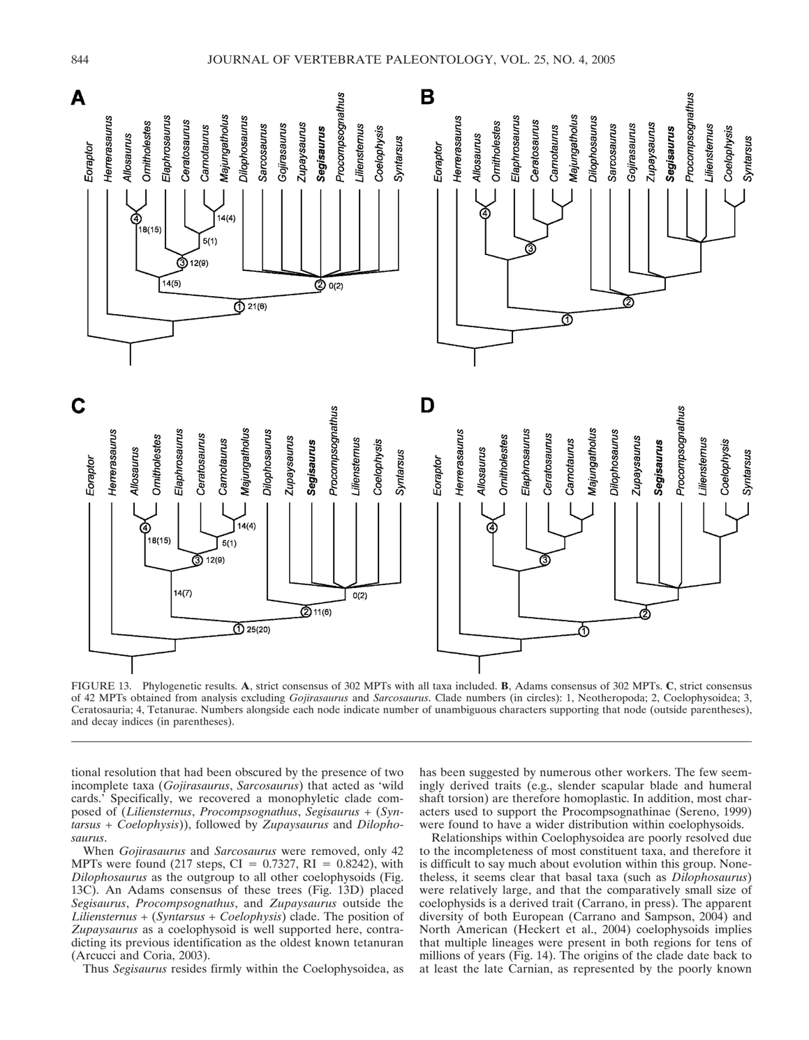FIGURE 13. Phylogenetic results. **A**, strict consensus of 302 MPTs with all taxa included. **B**, Adams consensus of 302 MPTs. **C**, strict consensus of 42 MPTs obtained from analysis excluding *Gojirasaurus* and *Sarcosaurus*. Clade numbers (in circles): 1, Neotheropoda; 2, Coelophysoidea; 3, Ceratosauria; 4, Tetanurae. Numbers alongside each node indicate number of unambiguous characters supporting that node (outside parentheses), and decay indices (in parentheses).

tional resolution that had been obscured by the presence of two incomplete taxa (*Gojirasaurus*, *Sarcosaurus*) that acted as 'wild cards.' Specifically, we recovered a monophyletic clade composed of (*Liliensternus*, *Procompsognathus*, *Segisaurus* + (*Syntarsus* + *Coelophysis*)), followed by *Zupaysaurus* and *Dilophosaurus*.

When *Gojirasaurus* and *Sarcosaurus* were removed, only 42 MPTs were found (217 steps, CI = 0.7327, RI = 0.8242), with *Dilophosaurus* as the outgroup to all other coelophysoids (Fig. 13C). An Adams consensus of these trees (Fig. 13D) placed *Segisaurus*, *Procompsognathus*, and *Zupaysaurus* outside the *Liliensternus* + (*Syntarsus* + *Coelophysis*) clade. The position of *Zupaysaurus* as a coelophysoid is well supported here, contradicting its previous identification as the oldest known tetanuran (Arcucci and Coria, 2003).

Thus *Segisaurus* resides firmly within the Coelophysoidea, as has been suggested by numerous other workers. The few seemingly derived traits (e.g., slender scapular blade and humeral shaft torsion) are therefore homoplastic. In addition, most characters used to support the Procompsognathinae (Sereno, 1999) were found to have a wider distribution within coelophysoids.

Relationships within Coelophysoidea are poorly resolved due to the incompleteness of most constituent taxa, and therefore it is difficult to say much about evolution within this group. Nonetheless, it seems clear that basal taxa (such as *Dilophosaurus*) were relatively large, and that the comparatively small size of coelophysids is a derived trait (Carrano, in press). The apparent diversity of both European (Carrano and Sampson, 2004) and North American (Heckert et al., 2004) coelophysoids implies that multiple lineages were present in both regions for tens of millions of years (Fig. 14). The origins of the clade date back to at least the late Carnian, as represented by the poorly known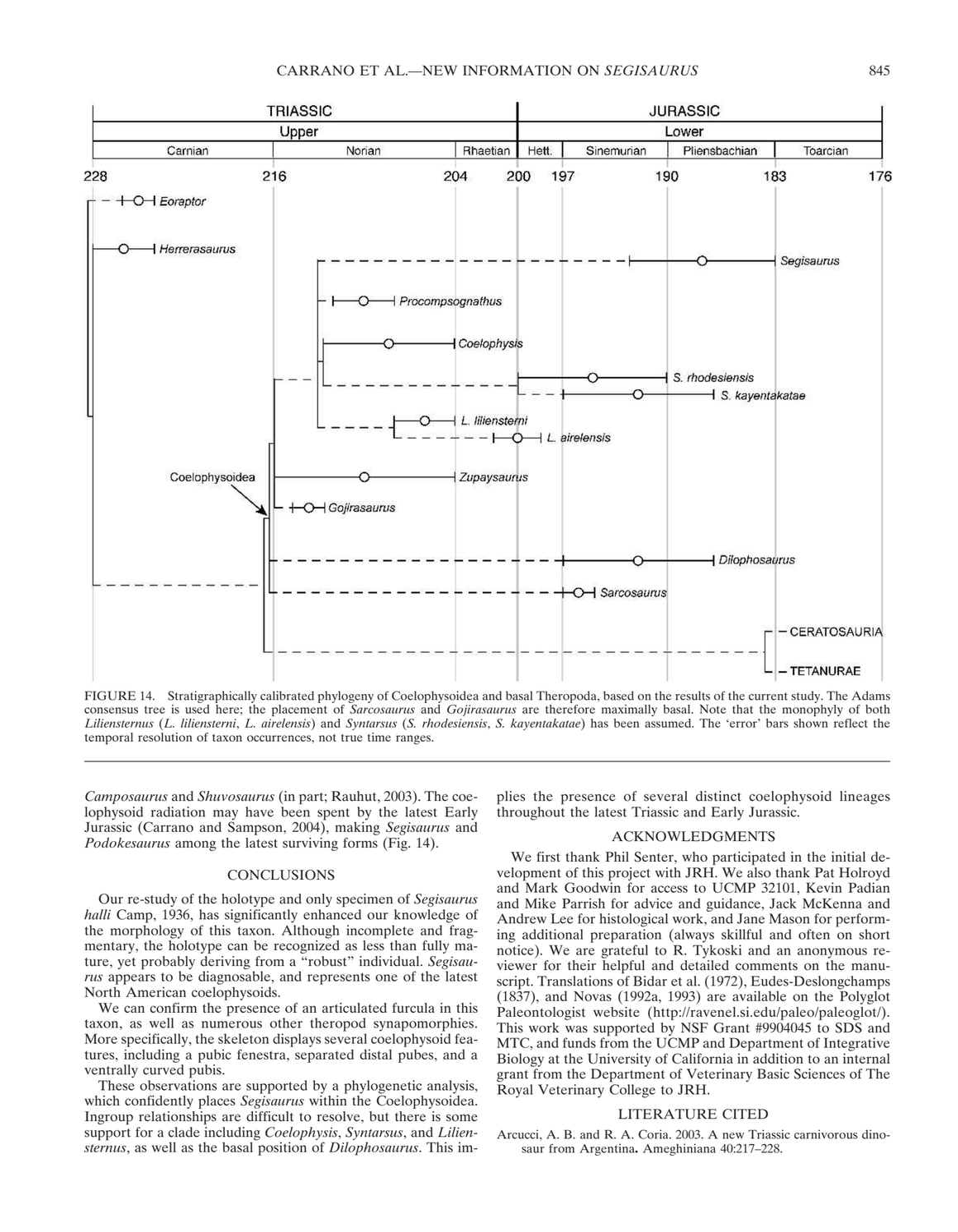FIGURE 14. Stratigraphically calibrated phylogeny of Coelophysoidea and basal Theropoda, based on the results of the current study. The Adams consensus tree is used here; the placement of *Sarcosaurus* and *Gojirasaurus* are therefore maximally basal. Note that the monophyly of both *Liliensternus* (*L. liliensterni*, *L. airelensis*) and *Syntarsus* (*S. rhodesiensis*, *S. kayentakatae*) has been assumed. The 'error' bars shown reflect the temporal resolution of taxon occurrences, not true time ranges.

*Camposaurus* and *Shuvosaurus* (in part; Rauhut, 2003). The coelophysoid radiation may have been spent by the latest Early Jurassic (Carrano and Sampson, 2004), making *Segisaurus* and *Podokesaurus* among the latest surviving forms (Fig. 14).

## CONCLUSIONS

Our re-study of the holotype and only specimen of *Segisaurus halli* Camp, 1936, has significantly enhanced our knowledge of the morphology of this taxon. Although incomplete and fragmentary, the holotype can be recognized as less than fully mature, yet probably deriving from a "robust" individual. *Segisaurus* appears to be diagnosable, and represents one of the latest North American coelophysoids.

We can confirm the presence of an articulated furcula in this taxon, as well as numerous other theropod synapomorphies. More specifically, the skeleton displays several coelophysoid features, including a pubic fenestra, separated distal pubes, and a ventrally curved pubis.

These observations are supported by a phylogenetic analysis, which confidently places *Segisaurus* within the Coelophysoidea. Ingroup relationships are difficult to resolve, but there is some support for a clade including *Coelophysis*, *Syntarsus*, and *Liliensternus*, as well as the basal position of *Dilophosaurus*. This implies the presence of several distinct coelophysoid lineages throughout the latest Triassic and Early Jurassic.

## ACKNOWLEDGMENTS

We first thank Phil Senter, who participated in the initial development of this project with JRH. We also thank Pat Holroyd and Mark Goodwin for access to UCMP 32101, Kevin Padian and Mike Parrish for advice and guidance, Jack McKenna and Andrew Lee for histological work, and Jane Mason for performing additional preparation (always skillful and often on short notice). We are grateful to R. Tykoski and an anonymous reviewer for their helpful and detailed comments on the manuscript. Translations of Bidar et al. (1972), Eudes-Deslongchamps (1837), and Novas (1992a, 1993) are available on the Polyglot Paleontologist website (http://ravenel.si.edu/paleo/paleoglot/). This work was supported by NSF Grant #9904045 to SDS and MTC, and funds from the UCMP and Department of Integrative Biology at the University of California in addition to an internal grant from the Department of Veterinary Basic Sciences of The Royal Veterinary College to JRH.

## LITERATURE CITED

Arcucci, A. B. and R. A. Coria. 2003. A new Triassic carnivorous dinosaur from Argentina. Ameghiniana 40:217–228.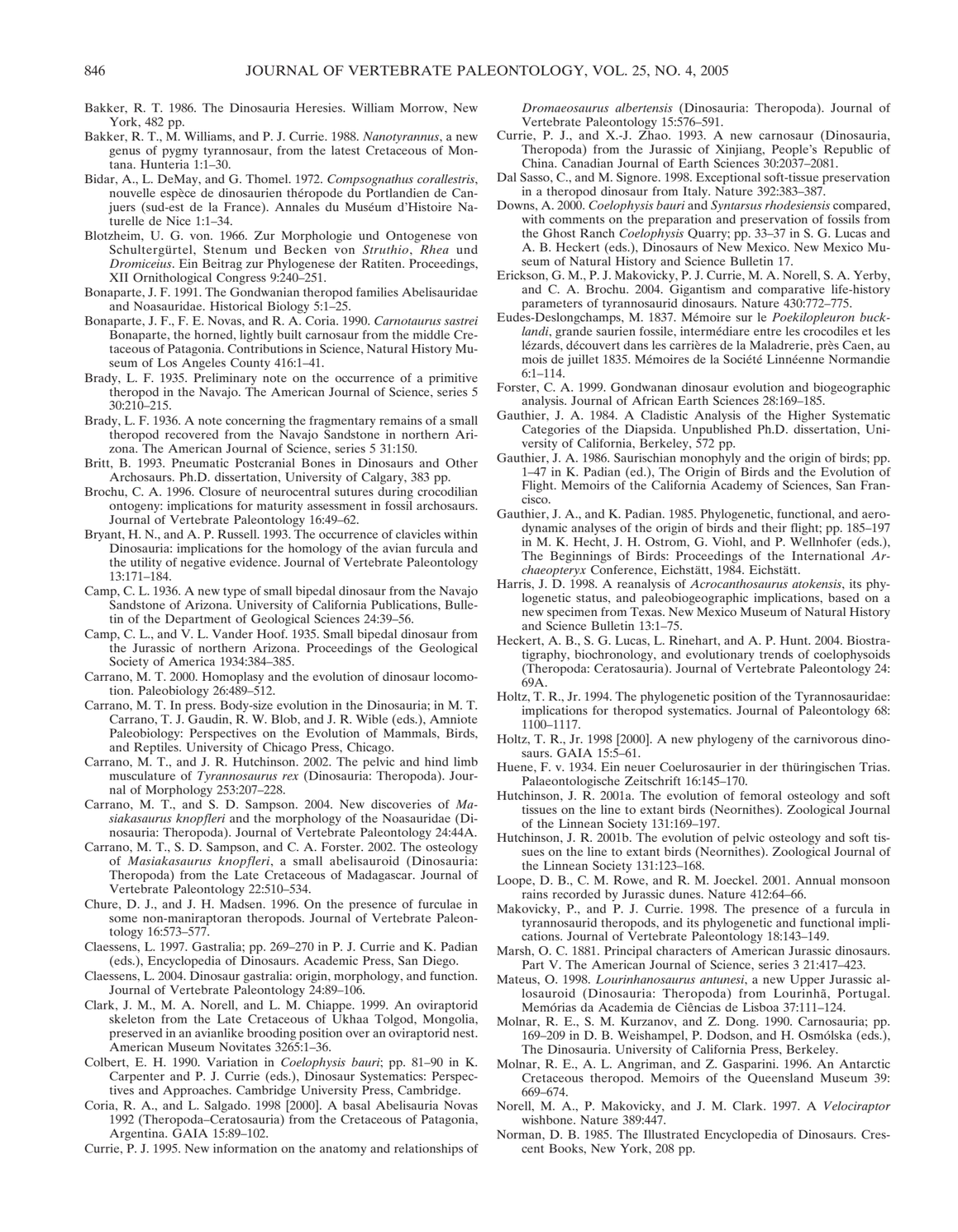Bakker, R. T. 1986. The Dinosauria Heresies. William Morrow, New York, 482 pp.

Bakker, R. T., M. Williams, and P. J. Currie. 1988. *Nanotyrannus*, a new genus of pygmy tyrannosaur, from the latest Cretaceous of Montana. Hunteria 1:1–30.

Bidar, A., L. DeMay, and G. Thomel. 1972. *Compsognathus corallestris*, nouvelle espèce de dinosaurien théropode du Portlandien de Canjuers (sud-est de la France). Annales du Muséum d'Histoire Naturelle de Nice 1:1–34.

Blotzheim, U. G. von. 1966. Zur Morphologie und Ontogenese von Schultergürtel, Stenum und Becken von *Struthio*, *Rhea* und *Dromiceius*. Ein Beitrag zur Phylogenese der Ratiten. Proceedings, XII Ornithological Congress 9:240–251.

Bonaparte, J. F. 1991. The Gondwanian theropod families Abelisauridae and Noasauridae. Historical Biology 5:1–25.

Bonaparte, J. F., F. E. Novas, and R. A. Coria. 1990. *Carnotaurus sastrei* Bonaparte, the horned, lightly built carnosaur from the middle Cretaceous of Patagonia. Contributions in Science, Natural History Museum of Los Angeles County 416:1–41.

Brady, L. F. 1935. Preliminary note on the occurrence of a primitive theropod in the Navajo. The American Journal of Science, series 5 30:210–215.

Brady, L. F. 1936. A note concerning the fragmentary remains of a small theropod recovered from the Navajo Sandstone in northern Arizona. The American Journal of Science, series 5 31:150.

Britt, B. 1993. Pneumatic Postcranial Bones in Dinosaurs and Other Archosaurs. Ph.D. dissertation, University of Calgary, 383 pp.

Brochu, C. A. 1996. Closure of neurocentral sutures during crocodilian ontogeny: implications for maturity assessment in fossil archosaurs. Journal of Vertebrate Paleontology 16:49–62.

Bryant, H. N., and A. P. Russell. 1993. The occurrence of clavicles within Dinosauria: implications for the homology of the avian furcula and the utility of negative evidence. Journal of Vertebrate Paleontology 13:171–184.

Camp, C. L. 1936. A new type of small bipedal dinosaur from the Navajo Sandstone of Arizona. University of California Publications, Bulletin of the Department of Geological Sciences 24:39–56.

Camp, C. L., and V. L. Vander Hoof. 1935. Small bipedal dinosaur from the Jurassic of northern Arizona. Proceedings of the Geological Society of America 1934:384–385.

Carrano, M. T. 2000. Homoplasy and the evolution of dinosaur locomotion. Paleobiology 26:489–512.

Carrano, M. T. In press. Body-size evolution in the Dinosauria; in M. T. Carrano, T. J. Gaudin, R. W. Blob, and J. R. Wible (eds.), Amniote Paleobiology: Perspectives on the Evolution of Mammals, Birds, and Reptiles. University of Chicago Press, Chicago.

Carrano, M. T., and J. R. Hutchinson. 2002. The pelvic and hind limb musculature of *Tyrannosaurus rex* (Dinosauria: Theropoda). Journal of Morphology 253:207–228.

Carrano, M. T., and S. D. Sampson. 2004. New discoveries of *Masiakasaurus knopfleri* and the morphology of the Noasauridae (Dinosauria: Theropoda). Journal of Vertebrate Paleontology 24:44A.

Carrano, M. T., S. D. Sampson, and C. A. Forster. 2002. The osteology of *Masiakasaurus knopfleri*, a small abelisauroid (Dinosauria: Theropoda) from the Late Cretaceous of Madagascar. Journal of Vertebrate Paleontology 22:510–534.

Chure, D. J., and J. H. Madsen. 1996. On the presence of furculae in some non-maniraptoran theropods. Journal of Vertebrate Paleontology 16:573–577.

Claessens, L. 1997. Gastralia; pp. 269–270 in P. J. Currie and K. Padian (eds.), Encyclopedia of Dinosaurs. Academic Press, San Diego.

Claessens, L. 2004. Dinosaur gastralia: origin, morphology, and function. Journal of Vertebrate Paleontology 24:89–106.

Clark, J. M., M. A. Norell, and L. M. Chiappe. 1999. An oviraptorid skeleton from the Late Cretaceous of Ukhaa Tolgod, Mongolia, preserved in an avianlike brooding position over an oviraptorid nest. American Museum Novitates 3265:1–36.

Colbert, E. H. 1990. Variation in *Coelophysis bauri*; pp. 81–90 in K. Carpenter and P. J. Currie (eds.), Dinosaur Systematics: Perspectives and Approaches. Cambridge University Press, Cambridge.

Coria, R. A., and L. Salgado. 1998 [2000]. A basal Abelisauria Novas 1992 (Theropoda–Ceratosauria) from the Cretaceous of Patagonia, Argentina. GAIA 15:89–102.

Currie, P. J. 1995. New information on the anatomy and relationships of *Dromaeosaurus albertensis* (Dinosauria: Theropoda). Journal of Vertebrate Paleontology 15:576–591.

Currie, P. J., and X.-J. Zhao. 1993. A new carnosaur (Dinosauria, Theropoda) from the Jurassic of Xinjiang, People's Republic of China. Canadian Journal of Earth Sciences 30:2037–2081.

Dal Sasso, C., and M. Signore. 1998. Exceptional soft-tissue preservation in a theropod dinosaur from Italy. Nature 392:383–387.

Downs, A. 2000. *Coelophysis bauri* and *Syntarsus rhodesiensis* compared, with comments on the preparation and preservation of fossils from the Ghost Ranch *Coelophysis* Quarry; pp. 33–37 in S. G. Lucas and A. B. Heckert (eds.), Dinosaurs of New Mexico. New Mexico Museum of Natural History and Science Bulletin 17.

Erickson, G. M., P. J. Makovicky, P. J. Currie, M. A. Norell, S. A. Yerby, and C. A. Brochu. 2004. Gigantism and comparative life-history parameters of tyrannosaurid dinosaurs. Nature 430:772–775.

Eudes-Deslongchamps, M. 1837. Mémoire sur le *Poekilopleuron bucklandi*, grande saurien fossile, intermédiare entre les crocodiles et les lézards, découvert dans les carrières de la Maladrerie, près Caen, au mois de juillet 1835. Mémoires de la Société Linnéenne Normandie 6:1–114.

Forster, C. A. 1999. Gondwanan dinosaur evolution and biogeographic analysis. Journal of African Earth Sciences 28:169–185.

Gauthier, J. A. 1984. A Cladistic Analysis of the Higher Systematic Categories of the Diapsida. Unpublished Ph.D. dissertation, University of California, Berkeley, 572 pp.

Gauthier, J. A. 1986. Saurischian monophyly and the origin of birds; pp. 1–47 in K. Padian (ed.), The Origin of Birds and the Evolution of Flight. Memoirs of the California Academy of Sciences, San Francisco.

Gauthier, J. A., and K. Padian. 1985. Phylogenetic, functional, and aerodynamic analyses of the origin of birds and their flight; pp. 185–197 in M. K. Hecht, J. H. Ostrom, G. Viohl, and P. Wellnhofer (eds.), The Beginnings of Birds: Proceedings of the International *Archaeopteryx* Conference, Eichstätt, 1984. Eichstätt.

Harris, J. D. 1998. A reanalysis of *Acrocanthosaurus atokensis*, its phylogenetic status, and paleobiogeographic implications, based on a new specimen from Texas. New Mexico Museum of Natural History and Science Bulletin 13:1–75.

Heckert, A. B., S. G. Lucas, L. Rinehart, and A. P. Hunt. 2004. Biostratigraphy, biochronology, and evolutionary trends of coelophysoids (Theropoda: Ceratosauria). Journal of Vertebrate Paleontology 24: 69A.

Holtz, T. R., Jr. 1994. The phylogenetic position of the Tyrannosauridae: implications for theropod systematics. Journal of Paleontology 68: 1100–1117.

Holtz, T. R., Jr. 1998 [2000]. A new phylogeny of the carnivorous dinosaurs. GAIA 15:5–61.

Huene, F. v. 1934. Ein neuer Coelurosaurier in der thüringischen Trias. Palaeontologische Zeitschrift 16:145–170.

Hutchinson, J. R. 2001a. The evolution of femoral osteology and soft tissues on the line to extant birds (Neornithes). Zoological Journal of the Linnean Society 131:169–197.

Hutchinson, J. R. 2001b. The evolution of pelvic osteology and soft tissues on the line to extant birds (Neornithes). Zoological Journal of the Linnean Society 131:123–168.

Loope, D. B., C. M. Rowe, and R. M. Joeckel. 2001. Annual monsoon rains recorded by Jurassic dunes. Nature 412:64–66.

Makovicky, P., and P. J. Currie. 1998. The presence of a furcula in tyrannosaurid theropods, and its phylogenetic and functional implications. Journal of Vertebrate Paleontology 18:143–149.

Marsh, O. C. 1881. Principal characters of American Jurassic dinosaurs. Part V. The American Journal of Science, series 3 21:417–423.

Mateus, O. 1998. *Lourinhanosaurus antunesi*, a new Upper Jurassic allosauroid (Dinosauria: Theropoda) from Lourinhã, Portugal. Memórias da Academia de Ciências de Lisboa 37:111–124.

Molnar, R. E., S. M. Kurzanov, and Z. Dong. 1990. Carnosauria; pp. 169–209 in D. B. Weishampel, P. Dodson, and H. Osmólska (eds.), The Dinosauria. University of California Press, Berkeley.

Molnar, R. E., A. L. Angriman, and Z. Gasparini. 1996. An Antarctic Cretaceous theropod. Memoirs of the Queensland Museum 39: 669–674.

Norell, M. A., P. Makovicky, and J. M. Clark. 1997. A *Velociraptor* wishbone. Nature 389:447.

Norman, D. B. 1985. The Illustrated Encyclopedia of Dinosaurs. Crescent Books, New York, 208 pp.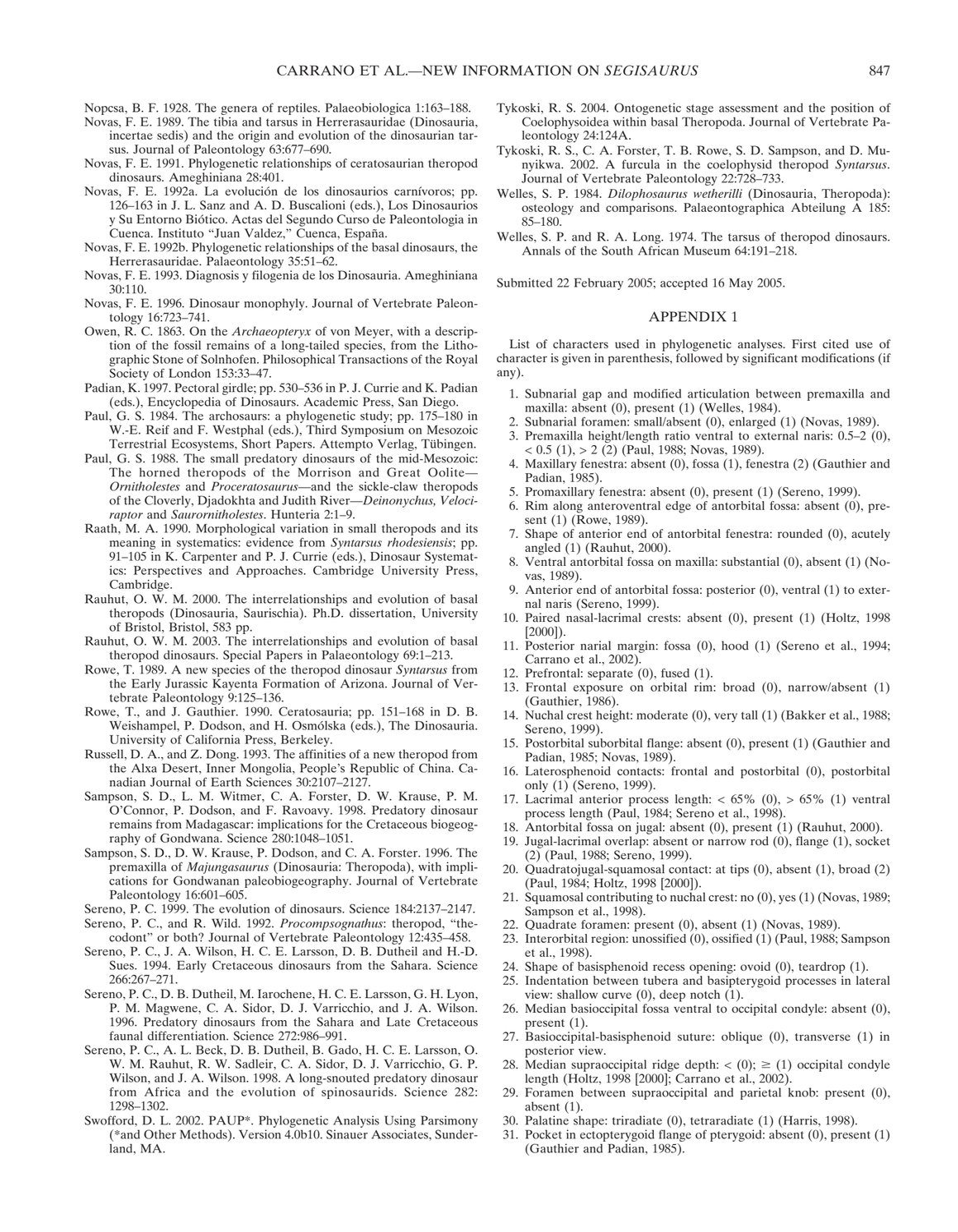Nopcsa, B. F. 1928. The genera of reptiles. Palaeobiologica 1:163–188.

Novas, F. E. 1989. The tibia and tarsus in Herrerasauridae (Dinosauria, incertae sedis) and the origin and evolution of the dinosaurian tarsus. Journal of Paleontology 63:677–690.

Novas, F. E. 1991. Phylogenetic relationships of ceratosaurian theropod dinosaurs. Ameghiniana 28:401.

Novas, F. E. 1992a. La evolución de los dinosaurios carnívoros; pp. 126–163 in J. L. Sanz and A. D. Buscalioni (eds.), Los Dinosaurios y Su Entorno Biótico. Actas del Segundo Curso de Paleontologia in Cuenca. Instituto "Juan Valdez," Cuenca, España.

Novas, F. E. 1992b. Phylogenetic relationships of the basal dinosaurs, the Herrerasauridae. Palaeontology 35:51–62.

Novas, F. E. 1993. Diagnosis y filogenia de los Dinosauria. Ameghiniana 30:110.

Novas, F. E. 1996. Dinosaur monophyly. Journal of Vertebrate Paleontology 16:723–741.

Owen, R. C. 1863. On the *Archaeopteryx* of von Meyer, with a description of the fossil remains of a long-tailed species, from the Lithographic Stone of Solnhofen. Philosophical Transactions of the Royal Society of London 153:33–47.

Padian, K. 1997. Pectoral girdle; pp. 530–536 in P. J. Currie and K. Padian (eds.), Encyclopedia of Dinosaurs. Academic Press, San Diego.

Paul, G. S. 1984. The archosaurs: a phylogenetic study; pp. 175–180 in W.-E. Reif and F. Westphal (eds.), Third Symposium on Mesozoic Terrestrial Ecosystems, Short Papers. Attempto Verlag, Tübingen.

Paul, G. S. 1988. The small predatory dinosaurs of the mid-Mesozoic: The horned theropods of the Morrison and Great Oolite—*Ornitholestes* and *Proceratosaurus*—and the sickle-claw theropods of the Cloverly, Djadokhta and Judith River—*Deinonychus, Velociraptor* and *Saurornitholestes*. Hunteria 2:1–9.

Raath, M. A. 1990. Morphological variation in small theropods and its meaning in systematics: evidence from *Syntarsus rhodesiensis*; pp. 91–105 in K. Carpenter and P. J. Currie (eds.), Dinosaur Systematics: Perspectives and Approaches. Cambridge University Press, Cambridge.

Rauhut, O. W. M. 2000. The interrelationships and evolution of basal theropods (Dinosauria, Saurischia). Ph.D. dissertation, University of Bristol, Bristol, 583 pp.

Rauhut, O. W. M. 2003. The interrelationships and evolution of basal theropod dinosaurs. Special Papers in Palaeontology 69:1–213.

Rowe, T. 1989. A new species of the theropod dinosaur *Syntarsus* from the Early Jurassic Kayenta Formation of Arizona. Journal of Vertebrate Paleontology 9:125–136.

Rowe, T., and J. Gauthier. 1990. Ceratosauria; pp. 151–168 in D. B. Weishampel, P. Dodson, and H. Osmólska (eds.), The Dinosauria. University of California Press, Berkeley.

Russell, D. A., and Z. Dong. 1993. The affinities of a new theropod from the Alxa Desert, Inner Mongolia, People's Republic of China. Canadian Journal of Earth Sciences 30:2107–2127.

Sampson, S. D., L. M. Witmer, C. A. Forster, D. W. Krause, P. M. O'Connor, P. Dodson, and F. Ravoavy. 1998. Predatory dinosaur remains from Madagascar: implications for the Cretaceous biogeography of Gondwana. Science 280:1048–1051.

Sampson, S. D., D. W. Krause, P. Dodson, and C. A. Forster. 1996. The premaxilla of *Majungasaurus* (Dinosauria: Theropoda), with implications for Gondwanan paleobiogeography. Journal of Vertebrate Paleontology 16:601–605.

Sereno, P. C. 1999. The evolution of dinosaurs. Science 184:2137–2147.

Sereno, P. C., and R. Wild. 1992. *Procompsognathus*: theropod, "thecodont" or both? Journal of Vertebrate Paleontology 12:435–458.

Sereno, P. C., J. A. Wilson, H. C. E. Larsson, D. B. Dutheil and H.-D. Sues. 1994. Early Cretaceous dinosaurs from the Sahara. Science 266:267–271.

Sereno, P. C., D. B. Dutheil, M. Iarochene, H. C. E. Larsson, G. H. Lyon, P. M. Magwene, C. A. Sidor, D. J. Varricchio, and J. A. Wilson. 1996. Predatory dinosaurs from the Sahara and Late Cretaceous faunal differentiation. Science 272:986–991.

Sereno, P. C., A. L. Beck, D. B. Dutheil, B. Gado, H. C. E. Larsson, O. W. M. Rauhut, R. W. Sadleir, C. A. Sidor, D. J. Varricchio, G. P. Wilson, and J. A. Wilson. 1998. A long-snouted predatory dinosaur from Africa and the evolution of spinosaurids. Science 282: 1298–1302.

Swofford, D. L. 2002. PAUP*. Phylogenetic Analysis Using Parsimony (*and Other Methods). Version 4.0b10. Sinauer Associates, Sunderland, MA.

Tykoski, R. S. 2004. Ontogenetic stage assessment and the position of Coelophysoidea within basal Theropoda. Journal of Vertebrate Paleontology 24:124A.

Tykoski, R. S., C. A. Forster, T. B. Rowe, S. D. Sampson, and D. Munyikwa. 2002. A furcula in the coelophysid theropod *Syntarsus*. Journal of Vertebrate Paleontology 22:728–733.

Welles, S. P. 1984. *Dilophosaurus wetherilli* (Dinosauria, Theropoda): osteology and comparisons. Palaeontographica Abteilung A 185: 85–180.

Welles, S. P. and R. A. Long. 1974. The tarsus of theropod dinosaurs. Annals of the South African Museum 64:191–218.

Submitted 22 February 2005; accepted 16 May 2005.

## APPENDIX 1

List of characters used in phylogenetic analyses. First cited use of character is given in parenthesis, followed by significant modifications (if any).

1. Subnarial gap and modified articulation between premaxilla and maxilla: absent (0), present (1) (Welles, 1984).
2. Subnarial foramen: small/absent (0), enlarged (1) (Novas, 1989).
3. Premaxilla height/length ratio ventral to external naris: 0.5–2 (0), < 0.5 (1), > 2 (2) (Paul, 1988; Novas, 1989).
4. Maxillary fenestra: absent (0), fossa (1), fenestra (2) (Gauthier and Padian, 1985).
5. Promaxillary fenestra: absent (0), present (1) (Sereno, 1999).
6. Rim along anteroventral edge of antorbital fossa: absent (0), present (1) (Rowe, 1989).
7. Shape of anterior end of antorbital fenestra: rounded (0), acutely angled (1) (Rauhut, 2000).
8. Ventral antorbital fossa on maxilla: substantial (0), absent (1) (Novas, 1989).
9. Anterior end of antorbital fossa: posterior (0), ventral (1) to external naris (Sereno, 1999).
10. Paired nasal-lacrimal crests: absent (0), present (1) (Holtz, 1998 [2000]).
11. Posterior narial margin: fossa (0), hood (1) (Sereno et al., 1994; Carrano et al., 2002).
12. Prefrontal: separate (0), fused (1).
13. Frontal exposure on orbital rim: broad (0), narrow/absent (1) (Gauthier, 1986).
14. Nuchal crest height: moderate (0), very tall (1) (Bakker et al., 1988; Sereno, 1999).
15. Postorbital suborbital flange: absent (0), present (1) (Gauthier and Padian, 1985; Novas, 1989).
16. Laterosphenoid contacts: frontal and postorbital (0), postorbital only (1) (Sereno, 1999).
17. Lacrimal anterior process length: < 65% (0), > 65% (1) ventral process length (Paul, 1984; Sereno et al., 1998).
18. Antorbital fossa on jugal: absent (0), present (1) (Rauhut, 2000).
19. Jugal-lacrimal overlap: absent or narrow rod (0), flange (1), socket (2) (Paul, 1988; Sereno, 1999).
20. Quadratojugal-squamosal contact: at tips (0), absent (1), broad (2) (Paul, 1984; Holtz, 1998 [2000]).
21. Squamosal contributing to nuchal crest: no (0), yes (1) (Novas, 1989; Sampson et al., 1998).
22. Quadrate foramen: present (0), absent (1) (Novas, 1989).
23. Interorbital region: unossified (0), ossified (1) (Paul, 1988; Sampson et al., 1998).
24. Shape of basisphenoid recess opening: ovoid (0), teardrop (1).
25. Indentation between tubera and basipterygoid processes in lateral view: shallow curve (0), deep notch (1).
26. Median basioccipital fossa ventral to occipital condyle: absent (0), present (1).
27. Basioccipital-basisphenoid suture: oblique (0), transverse (1) in posterior view.
28. Median supraoccipital ridge depth: < (0); ≥ (1) occipital condyle length (Holtz, 1998 [2000]; Carrano et al., 2002).
29. Foramen between supraoccipital and parietal knob: present (0), absent (1).
30. Palatine shape: triradiate (0), tetraradiate (1) (Harris, 1998).
31. Pocket in ectopterygoid flange of pterygoid: absent (0), present (1) (Gauthier and Padian, 1985).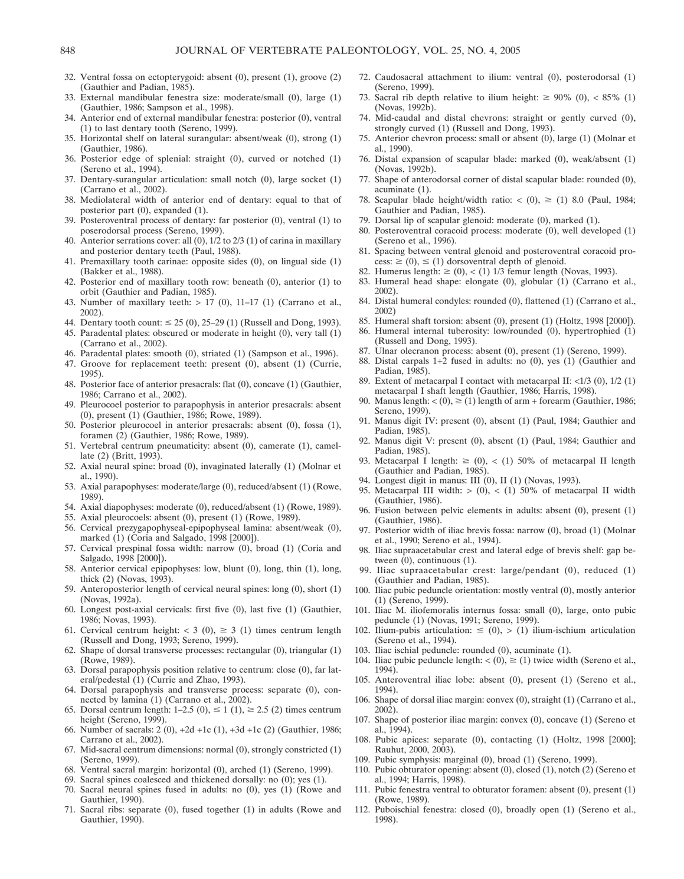32. Ventral fossa on ectopterygoid: absent (0), present (1), groove (2) (Gauthier and Padian, 1985).
33. External mandibular fenestra size: moderate/small (0), large (1) (Gauthier, 1986; Sampson et al., 1998).
34. Anterior end of external mandibular fenestra: posterior (0), ventral (1) to last dentary tooth (Sereno, 1999).
35. Horizontal shelf on lateral surangular: absent/weak (0), strong (1) (Gauthier, 1986).
36. Posterior edge of splenial: straight (0), curved or notched (1) (Sereno et al., 1994).
37. Dentary-surangular articulation: small notch (0), large socket (1) (Carrano et al., 2002).
38. Mediolateral width of anterior end of dentary: equal to that of posterior part (0), expanded (1).
39. Posteroventral process of dentary: far posterior (0), ventral (1) to poserodorsal process (Sereno, 1999).
40. Anterior serrations cover: all (0), 1/2 to 2/3 (1) of carina in maxillary and posterior dentary teeth (Paul, 1988).
41. Premaxillary tooth carinae: opposite sides (0), on lingual side (1) (Bakker et al., 1988).
42. Posterior end of maxillary tooth row: beneath (0), anterior (1) to orbit (Gauthier and Padian, 1985).
43. Number of maxillary teeth: > 17 (0), 11–17 (1) (Carrano et al., 2002).
44. Dentary tooth count: ≤ 25 (0), 25–29 (1) (Russell and Dong, 1993).
45. Paradental plates: obscured or moderate in height (0), very tall (1) (Carrano et al., 2002).
46. Paradental plates: smooth (0), striated (1) (Sampson et al., 1996).
47. Groove for replacement teeth: present (0), absent (1) (Currie, 1995).
48. Posterior face of anterior presacrals: flat (0), concave (1) (Gauthier, 1986; Carrano et al., 2002).
49. Pleurocoel posterior to parapophysis in anterior presacrals: absent (0), present (1) (Gauthier, 1986; Rowe, 1989).
50. Posterior pleurocoel in anterior presacrals: absent (0), fossa (1), foramen (2) (Gauthier, 1986; Rowe, 1989).
51. Vertebral centrum pneumaticity: absent (0), camerate (1), camellate (2) (Britt, 1993).
52. Axial neural spine: broad (0), invaginated laterally (1) (Molnar et al., 1990).
53. Axial parapophyses: moderate/large (0), reduced/absent (1) (Rowe, 1989).
54. Axial diapophyses: moderate (0), reduced/absent (1) (Rowe, 1989).
55. Axial pleurocoels: absent (0), present (1) (Rowe, 1989).
56. Cervical prezygapophyseal-epipophyseal lamina: absent/weak (0), marked (1) (Coria and Salgado, 1998 [2000]).
57. Cervical prespinal fossa width: narrow (0), broad (1) (Coria and Salgado, 1998 [2000]).
58. Anterior cervical epipophyses: low, blunt (0), long, thin (1), long, thick (2) (Novas, 1993).
59. Anteroposterior length of cervical neural spines: long (0), short (1) (Novas, 1992a).
60. Longest post-axial cervicals: first five (0), last five (1) (Gauthier, 1986; Novas, 1993).
61. Cervical centrum height: < 3 (0), ≥ 3 (1) times centrum length (Russell and Dong, 1993; Sereno, 1999).
62. Shape of dorsal transverse processes: rectangular (0), triangular (1) (Rowe, 1989).
63. Dorsal parapophysis position relative to centrum: close (0), far lateral/pedestal (1) (Currie and Zhao, 1993).
64. Dorsal parapophysis and transverse process: separate (0), connected by lamina (1) (Carrano et al., 2002).
65. Dorsal centrum length: 1–2.5 (0), ≤ 1 (1), ≥ 2.5 (2) times centrum height (Sereno, 1999).
66. Number of sacrals: 2 (0), +2d +1c (1), +3d +1c (2) (Gauthier, 1986; Carrano et al., 2002).
67. Mid-sacral centrum dimensions: normal (0), strongly constricted (1) (Sereno, 1999).
68. Ventral sacral margin: horizontal (0), arched (1) (Sereno, 1999).
69. Sacral spines coalesced and thickened dorsally: no (0); yes (1).
70. Sacral neural spines fused in adults: no (0), yes (1) (Rowe and Gauthier, 1990).
71. Sacral ribs: separate (0), fused together (1) in adults (Rowe and Gauthier, 1990).
72. Caudosacral attachment to ilium: ventral (0), posterodorsal (1) (Sereno, 1999).
73. Sacral rib depth relative to ilium height: ≥ 90% (0), < 85% (1) (Novas, 1992b).
74. Mid-caudal and distal chevrons: straight or gently curved (0), strongly curved (1) (Russell and Dong, 1993).
75. Anterior chevron process: small or absent (0), large (1) (Molnar et al., 1990).
76. Distal expansion of scapular blade: marked (0), weak/absent (1) (Novas, 1992b).
77. Shape of anterodorsal corner of distal scapular blade: rounded (0), acuminate (1).
78. Scapular blade height/width ratio: < (0), ≥ (1) 8.0 (Paul, 1984; Gauthier and Padian, 1985).
79. Dorsal lip of scapular glenoid: moderate (0), marked (1).
80. Posteroventral coracoid process: moderate (0), well developed (1) (Sereno et al., 1996).
81. Spacing between ventral glenoid and posteroventral coracoid process: ≥ (0), ≤ (1) dorsoventral depth of glenoid.
82. Humerus length: ≥ (0), < (1) 1/3 femur length (Novas, 1993).
83. Humeral head shape: elongate (0), globular (1) (Carrano et al., 2002).
84. Distal humeral condyles: rounded (0), flattened (1) (Carrano et al., 2002)
85. Humeral shaft torsion: absent (0), present (1) (Holtz, 1998 [2000]).
86. Humeral internal tuberosity: low/rounded (0), hypertrophied (1) (Russell and Dong, 1993).
87. Ulnar olecranon process: absent (0), present (1) (Sereno, 1999).
88. Distal carpals 1+2 fused in adults: no (0), yes (1) (Gauthier and Padian, 1985).
89. Extent of metacarpal I contact with metacarpal II: <1/3 (0), 1/2 (1) metacarpal I shaft length (Gauthier, 1986; Harris, 1998).
90. Manus length: < (0), ≥ (1) length of arm + forearm (Gauthier, 1986; Sereno, 1999).
91. Manus digit IV: present (0), absent (1) (Paul, 1984; Gauthier and Padian, 1985).
92. Manus digit V: present (0), absent (1) (Paul, 1984; Gauthier and Padian, 1985).
93. Metacarpal I length: ≥ (0), < (1) 50% of metacarpal II length (Gauthier and Padian, 1985).
94. Longest digit in manus: III (0), II (1) (Novas, 1993).
95. Metacarpal III width: > (0), < (1) 50% of metacarpal II width (Gauthier, 1986).
96. Fusion between pelvic elements in adults: absent (0), present (1) (Gauthier, 1986).
97. Posterior width of iliac brevis fossa: narrow (0), broad (1) (Molnar et al., 1990; Sereno et al., 1994).
98. Iliac supraacetabular crest and lateral edge of brevis shelf: gap between (0), continuous (1).
99. Iliac supraacetabular crest: large/pendant (0), reduced (1) (Gauthier and Padian, 1985).
100. Iliac pubic peduncle orientation: mostly ventral (0), mostly anterior (1) (Sereno, 1999).
101. Iliac M. iliofemoralis internus fossa: small (0), large, onto pubic peduncle (1) (Novas, 1991; Sereno, 1999).
102. Ilium-pubis articulation: ≤ (0), > (1) ilium-ischium articulation (Sereno et al., 1994).
103. Iliac ischial peduncle: rounded (0), acuminate (1).
104. Iliac pubic peduncle length: < (0), ≥ (1) twice width (Sereno et al., 1994).
105. Anteroventral iliac lobe: absent (0), present (1) (Sereno et al., 1994).
106. Shape of dorsal iliac margin: convex (0), straight (1) (Carrano et al., 2002).
107. Shape of posterior iliac margin: convex (0), concave (1) (Sereno et al., 1994).
108. Pubic apices: separate (0), contacting (1) (Holtz, 1998 [2000]; Rauhut, 2000, 2003).
109. Pubic symphysis: marginal (0), broad (1) (Sereno, 1999).
110. Pubic obturator opening: absent (0), closed (1), notch (2) (Sereno et al., 1994; Harris, 1998).
111. Pubic fenestra ventral to obturator foramen: absent (0), present (1) (Rowe, 1989).
112. Puboischial fenestra: closed (0), broadly open (1) (Sereno et al., 1998).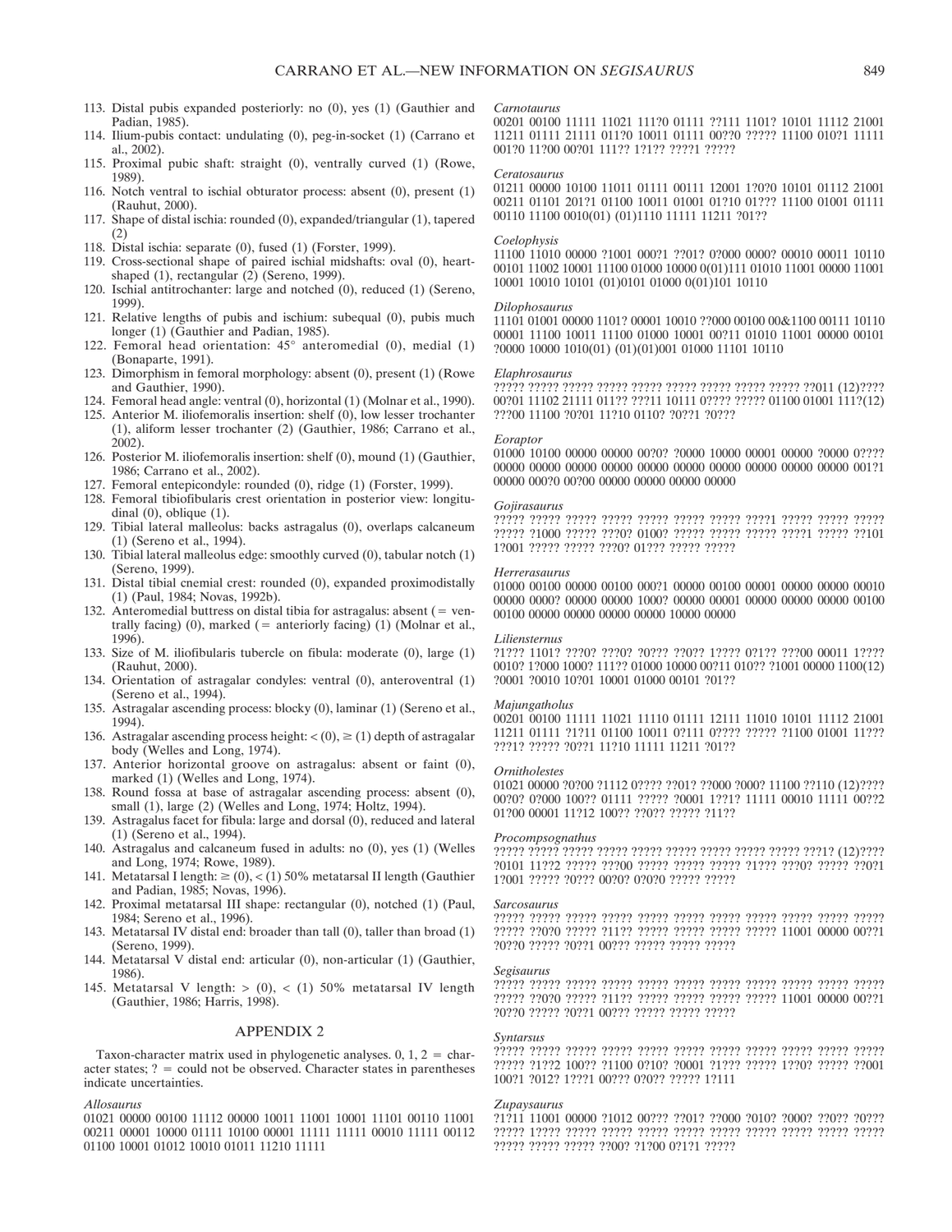113. Distal pubis expanded posteriorly: no (0), yes (1) (Gauthier and Padian, 1985).
114. Ilium-pubis contact: undulating (0), peg-in-socket (1) (Carrano et al., 2002).
115. Proximal pubic shaft: straight (0), ventrally curved (1) (Rowe, 1989).
116. Notch ventral to ischial obturator process: absent (0), present (1) (Rauhut, 2000).
117. Shape of distal ischia: rounded (0), expanded/triangular (1), tapered (2)
118. Distal ischia: separate (0), fused (1) (Forster, 1999).
119. Cross-sectional shape of paired ischial midshafts: oval (0), heart-shaped (1), rectangular (2) (Sereno, 1999).
120. Ischial antitrochanter: large and notched (0), reduced (1) (Sereno, 1999).
121. Relative lengths of pubis and ischium: subequal (0), pubis much longer (1) (Gauthier and Padian, 1985).
122. Femoral head orientation: 45° anteromedial (0), medial (1) (Bonaparte, 1991).
123. Dimorphism in femoral morphology: absent (0), present (1) (Rowe and Gauthier, 1990).
124. Femoral head angle: ventral (0), horizontal (1) (Molnar et al., 1990).
125. Anterior M. iliofemoralis insertion: shelf (0), low lesser trochanter (1), aliform lesser trochanter (2) (Gauthier, 1986; Carrano et al., 2002).
126. Posterior M. iliofemoralis insertion: shelf (0), mound (1) (Gauthier, 1986; Carrano et al., 2002).
127. Femoral entepicondyle: rounded (0), ridge (1) (Forster, 1999).
128. Femoral tibiofibularis crest orientation in posterior view: longitudinal (0), oblique (1).
129. Tibial lateral malleolus: backs astragalus (0), overlaps calcaneum (1) (Sereno et al., 1994).
130. Tibial lateral malleolus edge: smoothly curved (0), tabular notch (1) (Sereno, 1999).
131. Distal tibial cnemial crest: rounded (0), expanded proximodistally (1) (Paul, 1984; Novas, 1992b).
132. Anteromedial buttress on distal tibia for astragalus: absent (= ventrally facing) (0), marked (= anteriorly facing) (1) (Molnar et al., 1996).
133. Size of M. iliofibularis tubercle on fibula: moderate (0), large (1) (Rauhut, 2000).
134. Orientation of astragalar condyles: ventral (0), anteroventral (1) (Sereno et al., 1994).
135. Astragalar ascending process: blocky (0), laminar (1) (Sereno et al., 1994).
136. Astragalar ascending process height: < (0), ≥ (1) depth of astragalar body (Welles and Long, 1974).
137. Anterior horizontal groove on astragalus: absent or faint (0), marked (1) (Welles and Long, 1974).
138. Round fossa at base of astragalar ascending process: absent (0), small (1), large (2) (Welles and Long, 1974; Holtz, 1994).
139. Astragalus facet for fibula: large and dorsal (0), reduced and lateral (1) (Sereno et al., 1994).
140. Astragalus and calcaneum fused in adults: no (0), yes (1) (Welles and Long, 1974; Rowe, 1989).
141. Metatarsal I length: ≥ (0), < (1) 50% metatarsal II length (Gauthier and Padian, 1985; Novas, 1996).
142. Proximal metatarsal III shape: rectangular (0), notched (1) (Paul, 1984; Sereno et al., 1996).
143. Metatarsal IV distal end: broader than tall (0), taller than broad (1) (Sereno, 1999).
144. Metatarsal V distal end: articular (0), non-articular (1) (Gauthier, 1986).
145. Metatarsal V length: > (0), < (1) 50% metatarsal IV length (Gauthier, 1986; Harris, 1998).

## APPENDIX 2

Taxon-character matrix used in phylogenetic analyses. 0, 1, 2 = character states; ? = could not be observed. Character states in parentheses indicate uncertainties.

*Allosaurus*
01021 00000 00100 11112 00000 10011 11001 10001 11101 00110 11001 00211 00001 10000 01111 10100 00001 11111 11111 00010 11111 00112 01100 10001 01012 10010 01011 11210 11111

*Carnotaurus*
00201 00100 11111 11021 111?0 01111 ??111 1101? 10101 11112 21001 11211 01111 21111 011?0 10011 01111 00??0 ????? 11100 010?1 11111 001?0 11?00 00?01 111?? 1?1?? ????1 ?????

*Ceratosaurus*
01211 00000 10100 11011 01111 00111 12001 1?0?0 10101 01112 21001 00211 01101 201?1 01100 10011 01001 01?10 01??? 11100 01001 01111 00110 11100 0010(01) (01)1110 11111 11211 ?01??

*Coelophysis*
11100 11010 00000 ?1001 000?1 ??01? 0?000 0000? 00010 00011 10110 00101 11002 10001 11100 01000 10000 0(01)111 01010 11001 00000 11001 10001 10010 10101 (01)0101 01000 0(01)101 10110

*Dilophosaurus*
11101 01001 00000 1101? 00001 10010 ??000 00100 00&1100 00111 10110 00001 11100 10011 11100 01000 10001 00?11 01010 11001 00000 00101 ?0000 10000 1010(01) (01)(01)001 01000 11101 10110

*Elaphrosaurus*
????? ????? ????? ????? ????? ????? ????? ????? ????? ??011 (12)???? 00?01 11102 21111 011?? ???11 10111 0???? ????? 01100 01001 111?(12) ???00 11100 ?0?01 11?10 0110? ?0??1 ?0???

*Eoraptor*
01000 10100 00000 00000 00?0? ?0000 10000 00001 00000 ?0000 0???? 00000 00000 00000 00000 00000 00000 00000 00000 00000 00000 00000 001?1 00000 000?0 00?00 00000 00000 00000 00000

*Gojirasaurus*
????? ????? ????? ????? ????? ????? ????? ????1 ????? ????? ????? ????? ?1000 ????? ???0? 0100? ????? ????? ????? ????1 ????? ??101 1?001 ????? ????? ???0? 01??? ????? ?????

*Herrerasaurus*
01000 00100 00000 00100 000?1 00000 00100 00001 00000 00000 00010 00000 0000? 00000 00000 1000? 00000 00001 00000 00000 00000 00100 00100 00000 00000 00000 00000 10000 00000

*Liliensternus*
?1??? 1101? ???0? ???0? ?0??? ??0?? 1???? 0?1?? ???00 00011 1???? 0010? 1?000 1000? 111?? 01000 10000 00?11 010?? ?1001 00000 1100(12) ?0001 ?0010 10?01 10001 01000 00101 ?01??

*Majungatholus*
00201 00100 11111 11021 11110 01111 12111 11010 10101 11112 21001 11211 01111 ?1?11 01100 10011 0?111 0???? ????? ?1100 01001 11??? ???1? ????? ?0??1 11?10 11111 11211 ?01??

*Ornitholestes*
01021 00000 ?0?00 ?1112 0???? ??01? ??000 ?000? 11100 ??110 (12)???? 00?0? 0?000 100?? 01111 ????? ?0001 1??1? 11111 00010 11111 00??2 01?00 00001 11?12 100?? ??0?? ????? ?11??

*Procompsognathus*
????? ????? ????? ????? ????? ????? ????? ????? ????? ???1? (12)???? ?0101 11??2 ????? ???00 ????? ????? ????? ?1??? ???0? ????? ??0?1 1?001 ????? ?0??? 00?0? 0?0?0 ????? ?????

*Sarcosaurus*
????? ????? ????? ????? ????? ????? ????? ????? ????? ????? ????? ????? ??0?0 ????? ?11?? ????? ????? ????? ????? 11001 00000 00??1 ?0??0 ????? ?0??1 00??? ????? ????? ?????

*Segisaurus*
????? ????? ????? ????? ????? ????? ????? ????? ????? ????? ????? ????? ??0?0 ????? ?11?? ????? ????? ????? ????? 11001 00000 00??1 ?0??0 ????? ?0??1 00??? ????? ????? ?????

*Syntarsus*
????? ????? ????? ????? ????? ????? ????? ????? ????? ????? ????? ????? ?1??2 100?? ?1100 0?10? ?0001 ?1??? ????? 1??0? ????? ??001 100?1 ?012? 1??1 00??? 0?0?? ????? 1?111

*Zupaysaurus*
?1?11 11001 00000 ?1012 00??? ??01? ??000 ?010? ?000? ??0?? ?0??? ????? 1???? ????? ????? ????? ????? ????? ????? ????? ????? ????? ????? ????? ????? ??00? ?1?00 0?1?1 ?????